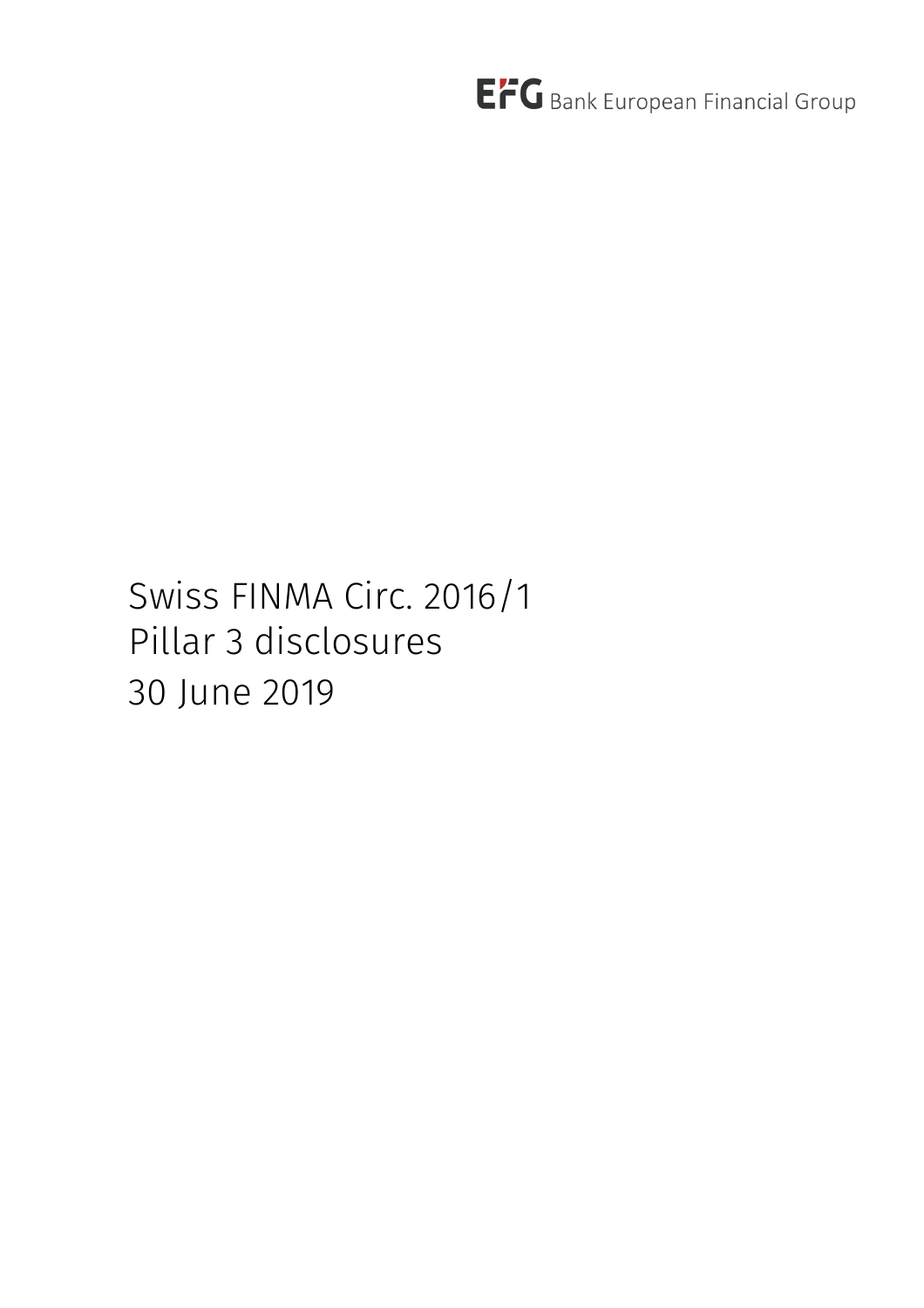EFG Bank European Financial Group

# Swiss FINMA Circ. 2016/1
# Pillar 3 disclosures
# 30 June 2019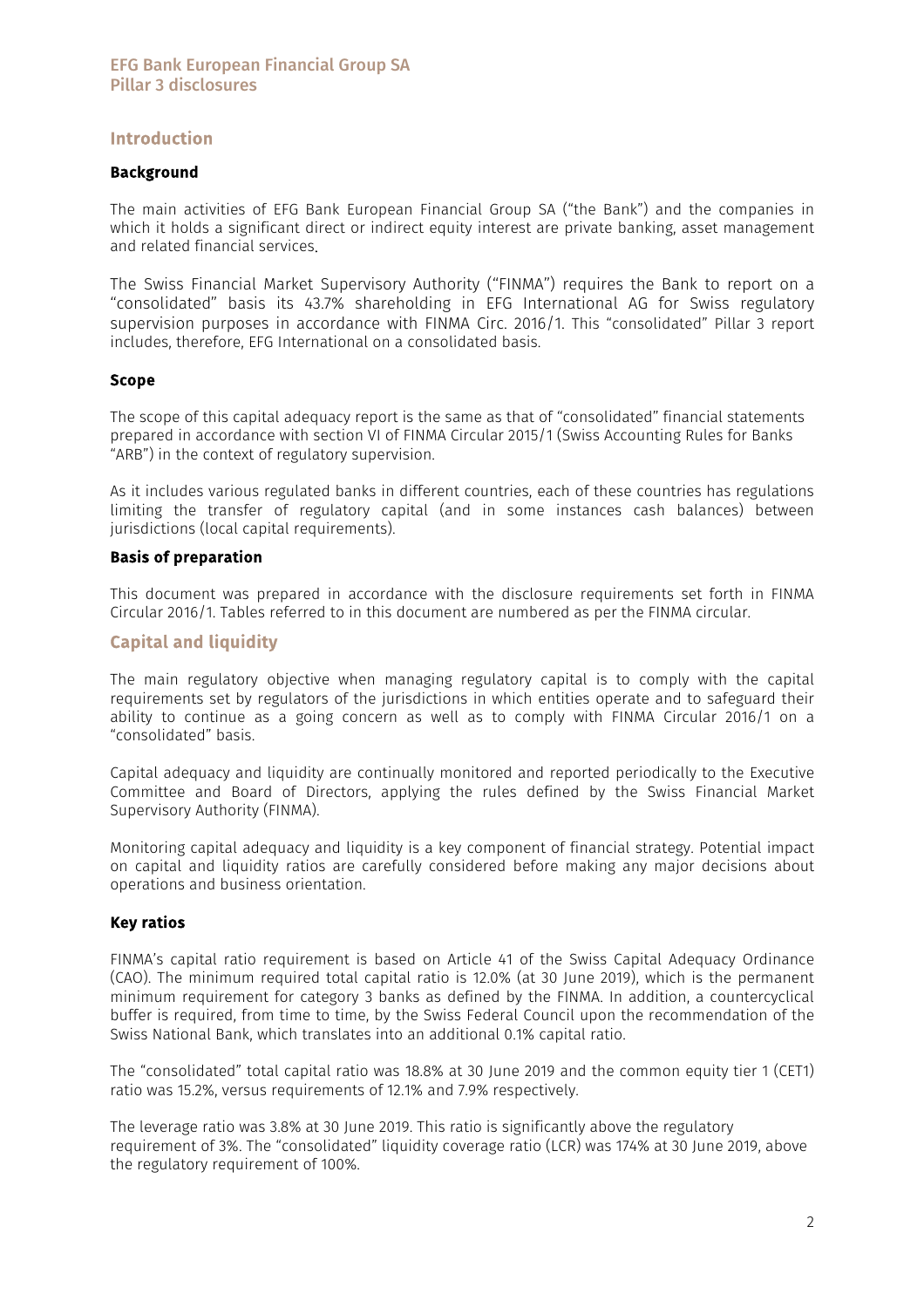## Introduction

### Background

The main activities of EFG Bank European Financial Group SA ("the Bank") and the companies in which it holds a significant direct or indirect equity interest are private banking, asset management and related financial services.

The Swiss Financial Market Supervisory Authority ("FINMA") requires the Bank to report on a "consolidated" basis its 43.7% shareholding in EFG International AG for Swiss regulatory supervision purposes in accordance with FINMA Circ. 2016/1. This "consolidated" Pillar 3 report includes, therefore, EFG International on a consolidated basis.

### Scope

The scope of this capital adequacy report is the same as that of "consolidated" financial statements prepared in accordance with section VI of FINMA Circular 2015/1 (Swiss Accounting Rules for Banks "ARB") in the context of regulatory supervision.

As it includes various regulated banks in different countries, each of these countries has regulations limiting the transfer of regulatory capital (and in some instances cash balances) between jurisdictions (local capital requirements).

### Basis of preparation

This document was prepared in accordance with the disclosure requirements set forth in FINMA Circular 2016/1. Tables referred to in this document are numbered as per the FINMA circular.

## Capital and liquidity

The main regulatory objective when managing regulatory capital is to comply with the capital requirements set by regulators of the jurisdictions in which entities operate and to safeguard their ability to continue as a going concern as well as to comply with FINMA Circular 2016/1 on a "consolidated" basis.

Capital adequacy and liquidity are continually monitored and reported periodically to the Executive Committee and Board of Directors, applying the rules defined by the Swiss Financial Market Supervisory Authority (FINMA).

Monitoring capital adequacy and liquidity is a key component of financial strategy. Potential impact on capital and liquidity ratios are carefully considered before making any major decisions about operations and business orientation.

### Key ratios

FINMA's capital ratio requirement is based on Article 41 of the Swiss Capital Adequacy Ordinance (CAO). The minimum required total capital ratio is 12.0% (at 30 June 2019), which is the permanent minimum requirement for category 3 banks as defined by the FINMA. In addition, a countercyclical buffer is required, from time to time, by the Swiss Federal Council upon the recommendation of the Swiss National Bank, which translates into an additional 0.1% capital ratio.

The "consolidated" total capital ratio was 18.8% at 30 June 2019 and the common equity tier 1 (CET1) ratio was 15.2%, versus requirements of 12.1% and 7.9% respectively.

The leverage ratio was 3.8% at 30 June 2019. This ratio is significantly above the regulatory requirement of 3%. The "consolidated" liquidity coverage ratio (LCR) was 174% at 30 June 2019, above the regulatory requirement of 100%.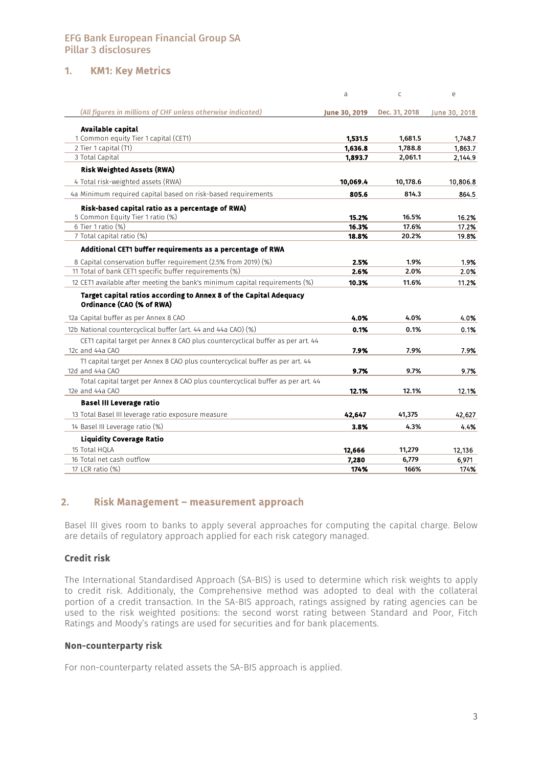## 1. KM1: Key Metrics

| | a | c | e |
|---|---|---|---|
| *(All figures in millions of CHF unless otherwise indicated)* | **June 30, 2019** | Dec. 31, 2018 | June 30, 2018 |
| **Available capital** | | | |
| 1 Common equity Tier 1 capital (CET1) | **1,531.5** | 1,681.5 | 1,748.7 |
| 2 Tier 1 capital (T1) | **1,636.8** | 1,788.8 | 1,863.7 |
| 3 Total Capital | **1,893.7** | 2,061.1 | 2,144.9 |
| **Risk Weighted Assets (RWA)** | | | |
| 4 Total risk-weighted assets (RWA) | **10,069.4** | 10,178.6 | 10,806.8 |
| 4a Minimum required capital based on risk-based requirements | **805.6** | 814.3 | 864.5 |
| **Risk-based capital ratio as a percentage of RWA)** | | | |
| 5 Common Equity Tier 1 ratio (%) | **15.2%** | 16.5% | 16.2% |
| 6 Tier 1 ratio (%) | **16.3%** | 17.6% | 17.2% |
| 7 Total capital ratio (%) | **18.8%** | 20.2% | 19.8% |
| **Additional CET1 buffer requirements as a percentage of RWA** | | | |
| 8 Capital conservation buffer requirement (2.5% from 2019) (%) | **2.5%** | 1.9% | 1.9% |
| 11 Total of bank CET1 specific buffer requirements (%) | **2.6%** | 2.0% | 2.0% |
| 12 CET1 available after meeting the bank's minimum capital requirements (%) | **10.3%** | 11.6% | 11.2% |
| **Target capital ratios according to Annex 8 of the Capital Adequacy Ordinance (CAO (% of RWA)** | | | |
| 12a Capital buffer as per Annex 8 CAO | **4.0%** | 4.0% | 4.0% |
| 12b National countercyclical buffer (art. 44 and 44a CAO) (%) | **0.1%** | 0.1% | 0.1% |
| 12c CET1 capital target per Annex 8 CAO plus countercyclical buffer as per art. 44 and 44a CAO | **7.9%** | 7.9% | 7.9% |
| 12d T1 capital target per Annex 8 CAO plus countercyclical buffer as per art. 44 and 44a CAO | **9.7%** | 9.7% | 9.7% |
| 12e Total capital target per Annex 8 CAO plus countercyclical buffer as per art. 44 and 44a CAO | **12.1%** | 12.1% | 12.1% |
| **Basel III Leverage ratio** | | | |
| 13 Total Basel III leverage ratio exposure measure | **42,647** | 41,375 | 42,627 |
| 14 Basel III Leverage ratio (%) | **3.8%** | 4.3% | 4.4% |
| **Liquidity Coverage Ratio** | | | |
| 15 Total HQLA | **12,666** | 11,279 | 12,136 |
| 16 Total net cash outflow | **7,280** | 6,779 | 6,971 |
| 17 LCR ratio (%) | **174%** | 166% | 174% |

## 2. Risk Management – measurement approach

Basel III gives room to banks to apply several approaches for computing the capital charge. Below are details of regulatory approach applied for each risk category managed.

### Credit risk

The International Standardised Approach (SA-BIS) is used to determine which risk weights to apply to credit risk. Additionaly, the Comprehensive method was adopted to deal with the collateral portion of a credit transaction. In the SA-BIS approach, ratings assigned by rating agencies can be used to the risk weighted positions: the second worst rating between Standard and Poor, Fitch Ratings and Moody's ratings are used for securities and for bank placements.

### Non-counterparty risk

For non-counterparty related assets the SA-BIS approach is applied.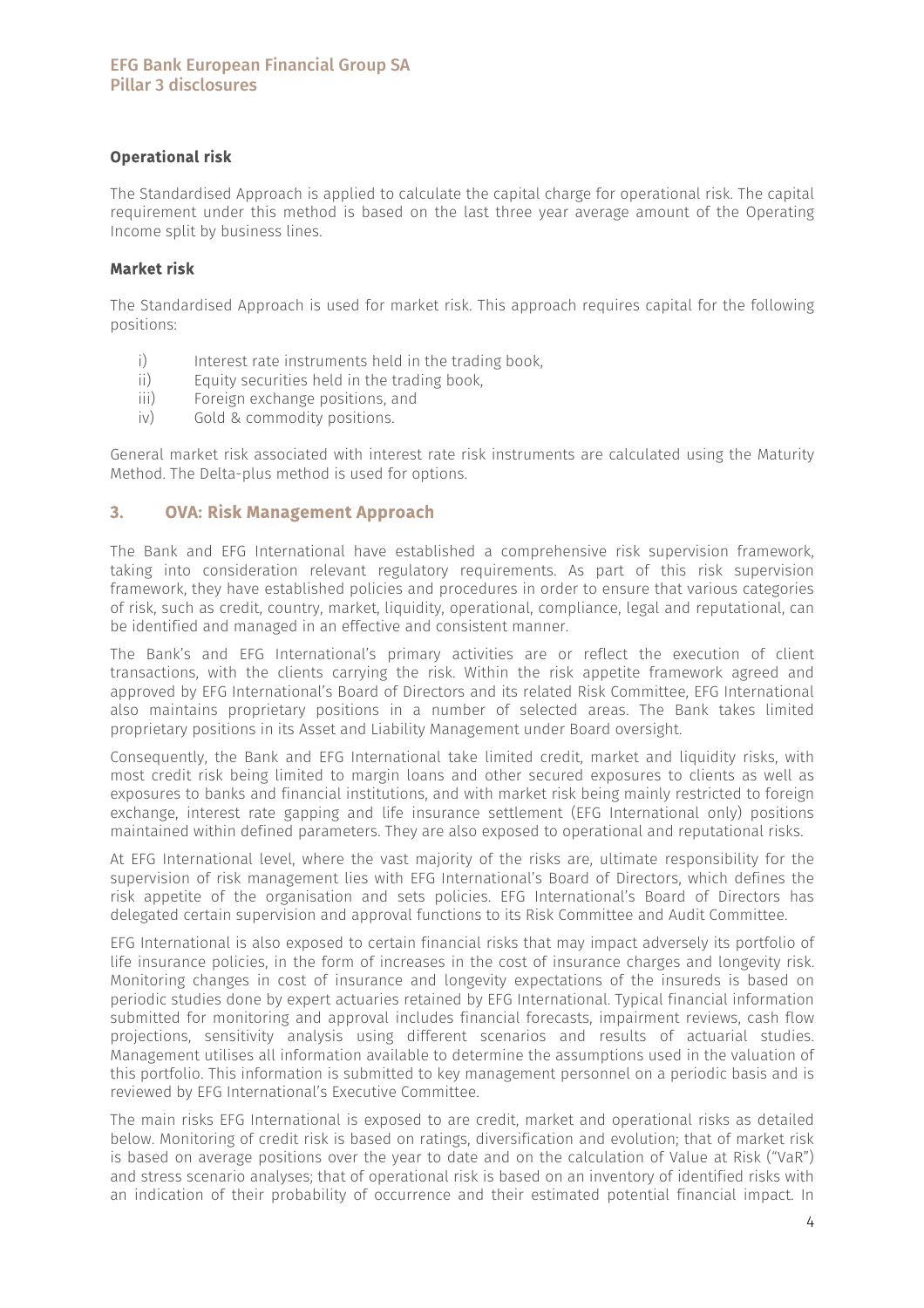**Operational risk**

The Standardised Approach is applied to calculate the capital charge for operational risk. The capital requirement under this method is based on the last three year average amount of the Operating Income split by business lines.

**Market risk**

The Standardised Approach is used for market risk. This approach requires capital for the following positions:

i) Interest rate instruments held in the trading book,
ii) Equity securities held in the trading book,
iii) Foreign exchange positions, and
iv) Gold & commodity positions.

General market risk associated with interest rate risk instruments are calculated using the Maturity Method. The Delta-plus method is used for options.

## 3. OVA: Risk Management Approach

The Bank and EFG International have established a comprehensive risk supervision framework, taking into consideration relevant regulatory requirements. As part of this risk supervision framework, they have established policies and procedures in order to ensure that various categories of risk, such as credit, country, market, liquidity, operational, compliance, legal and reputational, can be identified and managed in an effective and consistent manner.

The Bank's and EFG International's primary activities are or reflect the execution of client transactions, with the clients carrying the risk. Within the risk appetite framework agreed and approved by EFG International's Board of Directors and its related Risk Committee, EFG International also maintains proprietary positions in a number of selected areas. The Bank takes limited proprietary positions in its Asset and Liability Management under Board oversight.

Consequently, the Bank and EFG International take limited credit, market and liquidity risks, with most credit risk being limited to margin loans and other secured exposures to clients as well as exposures to banks and financial institutions, and with market risk being mainly restricted to foreign exchange, interest rate gapping and life insurance settlement (EFG International only) positions maintained within defined parameters. They are also exposed to operational and reputational risks.

At EFG International level, where the vast majority of the risks are, ultimate responsibility for the supervision of risk management lies with EFG International's Board of Directors, which defines the risk appetite of the organisation and sets policies. EFG International's Board of Directors has delegated certain supervision and approval functions to its Risk Committee and Audit Committee.

EFG International is also exposed to certain financial risks that may impact adversely its portfolio of life insurance policies, in the form of increases in the cost of insurance charges and longevity risk. Monitoring changes in cost of insurance and longevity expectations of the insureds is based on periodic studies done by expert actuaries retained by EFG International. Typical financial information submitted for monitoring and approval includes financial forecasts, impairment reviews, cash flow projections, sensitivity analysis using different scenarios and results of actuarial studies. Management utilises all information available to determine the assumptions used in the valuation of this portfolio. This information is submitted to key management personnel on a periodic basis and is reviewed by EFG International's Executive Committee.

The main risks EFG International is exposed to are credit, market and operational risks as detailed below. Monitoring of credit risk is based on ratings, diversification and evolution; that of market risk is based on average positions over the year to date and on the calculation of Value at Risk ("VaR") and stress scenario analyses; that of operational risk is based on an inventory of identified risks with an indication of their probability of occurrence and their estimated potential financial impact. In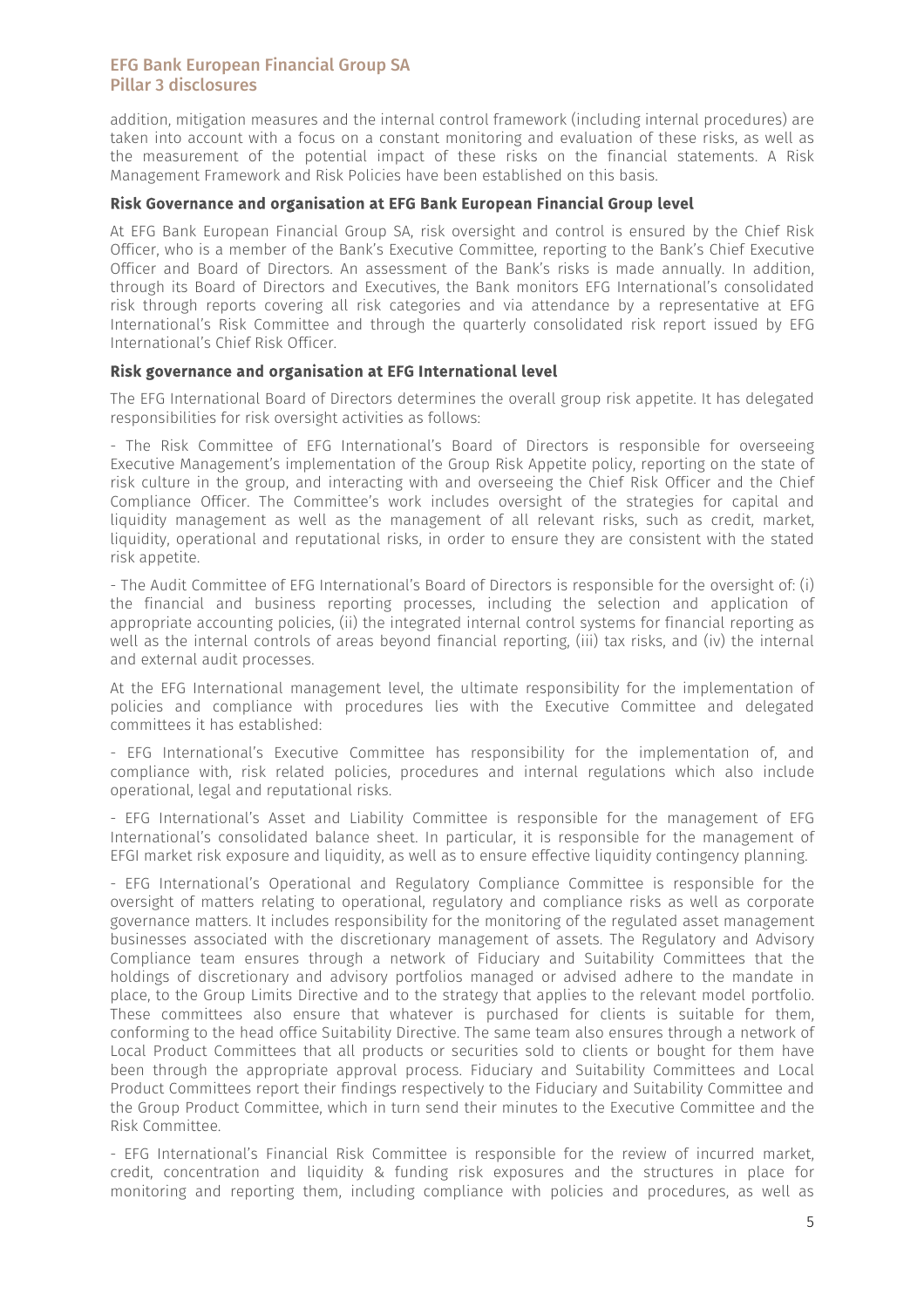addition, mitigation measures and the internal control framework (including internal procedures) are taken into account with a focus on a constant monitoring and evaluation of these risks, as well as the measurement of the potential impact of these risks on the financial statements. A Risk Management Framework and Risk Policies have been established on this basis.

**Risk Governance and organisation at EFG Bank European Financial Group level**

At EFG Bank European Financial Group SA, risk oversight and control is ensured by the Chief Risk Officer, who is a member of the Bank's Executive Committee, reporting to the Bank's Chief Executive Officer and Board of Directors. An assessment of the Bank's risks is made annually. In addition, through its Board of Directors and Executives, the Bank monitors EFG International's consolidated risk through reports covering all risk categories and via attendance by a representative at EFG International's Risk Committee and through the quarterly consolidated risk report issued by EFG International's Chief Risk Officer.

**Risk governance and organisation at EFG International level**

The EFG International Board of Directors determines the overall group risk appetite. It has delegated responsibilities for risk oversight activities as follows:

- The Risk Committee of EFG International's Board of Directors is responsible for overseeing Executive Management's implementation of the Group Risk Appetite policy, reporting on the state of risk culture in the group, and interacting with and overseeing the Chief Risk Officer and the Chief Compliance Officer. The Committee's work includes oversight of the strategies for capital and liquidity management as well as the management of all relevant risks, such as credit, market, liquidity, operational and reputational risks, in order to ensure they are consistent with the stated risk appetite.

- The Audit Committee of EFG International's Board of Directors is responsible for the oversight of: (i) the financial and business reporting processes, including the selection and application of appropriate accounting policies, (ii) the integrated internal control systems for financial reporting as well as the internal controls of areas beyond financial reporting, (iii) tax risks, and (iv) the internal and external audit processes.

At the EFG International management level, the ultimate responsibility for the implementation of policies and compliance with procedures lies with the Executive Committee and delegated committees it has established:

- EFG International's Executive Committee has responsibility for the implementation of, and compliance with, risk related policies, procedures and internal regulations which also include operational, legal and reputational risks.

- EFG International's Asset and Liability Committee is responsible for the management of EFG International's consolidated balance sheet. In particular, it is responsible for the management of EFGI market risk exposure and liquidity, as well as to ensure effective liquidity contingency planning.

- EFG International's Operational and Regulatory Compliance Committee is responsible for the oversight of matters relating to operational, regulatory and compliance risks as well as corporate governance matters. It includes responsibility for the monitoring of the regulated asset management businesses associated with the discretionary management of assets. The Regulatory and Advisory Compliance team ensures through a network of Fiduciary and Suitability Committees that the holdings of discretionary and advisory portfolios managed or advised adhere to the mandate in place, to the Group Limits Directive and to the strategy that applies to the relevant model portfolio. These committees also ensure that whatever is purchased for clients is suitable for them, conforming to the head office Suitability Directive. The same team also ensures through a network of Local Product Committees that all products or securities sold to clients or bought for them have been through the appropriate approval process. Fiduciary and Suitability Committees and Local Product Committees report their findings respectively to the Fiduciary and Suitability Committee and the Group Product Committee, which in turn send their minutes to the Executive Committee and the Risk Committee.

- EFG International's Financial Risk Committee is responsible for the review of incurred market, credit, concentration and liquidity & funding risk exposures and the structures in place for monitoring and reporting them, including compliance with policies and procedures, as well as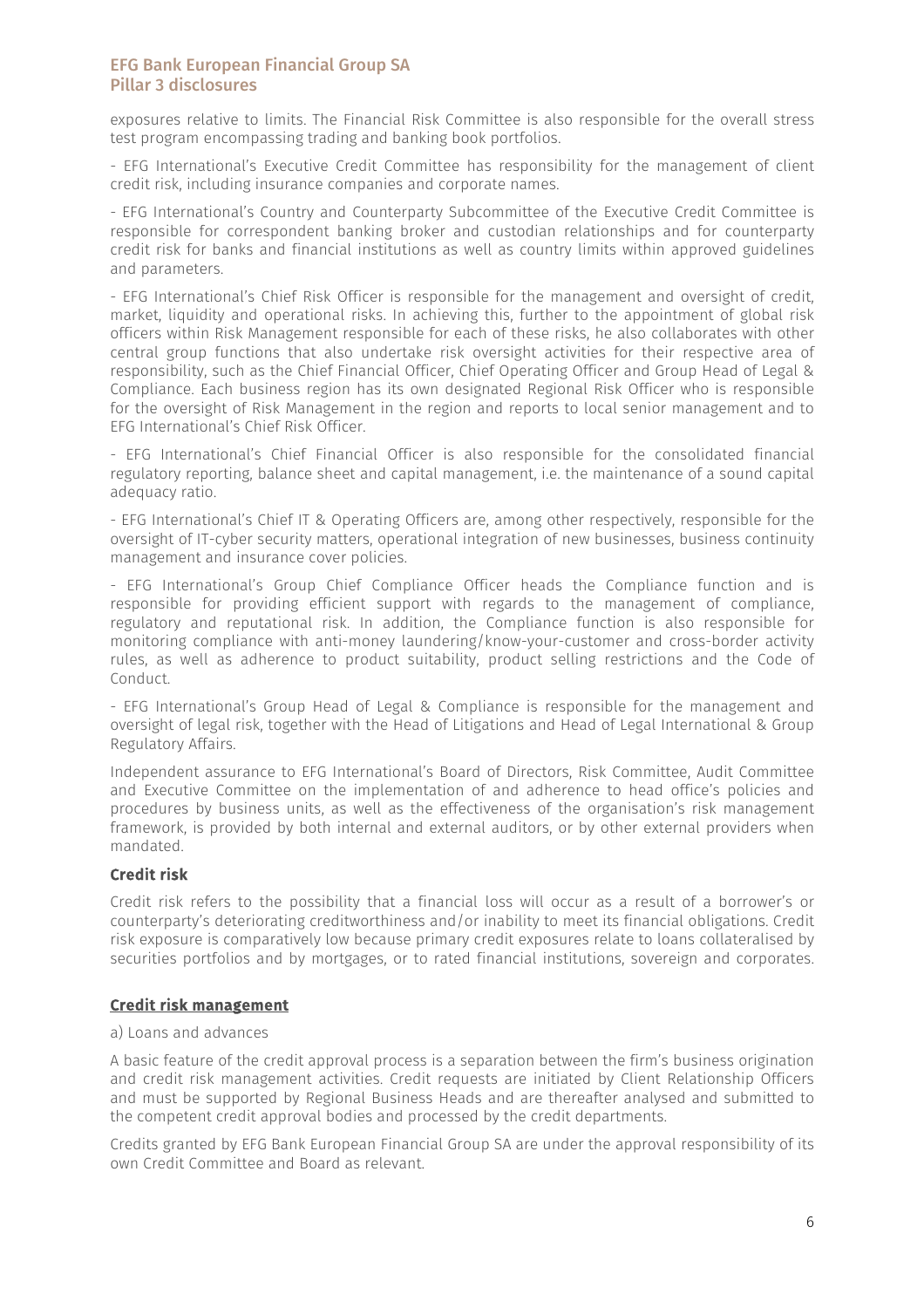exposures relative to limits. The Financial Risk Committee is also responsible for the overall stress test program encompassing trading and banking book portfolios.

- EFG International's Executive Credit Committee has responsibility for the management of client credit risk, including insurance companies and corporate names.

- EFG International's Country and Counterparty Subcommittee of the Executive Credit Committee is responsible for correspondent banking broker and custodian relationships and for counterparty credit risk for banks and financial institutions as well as country limits within approved guidelines and parameters.

- EFG International's Chief Risk Officer is responsible for the management and oversight of credit, market, liquidity and operational risks. In achieving this, further to the appointment of global risk officers within Risk Management responsible for each of these risks, he also collaborates with other central group functions that also undertake risk oversight activities for their respective area of responsibility, such as the Chief Financial Officer, Chief Operating Officer and Group Head of Legal & Compliance. Each business region has its own designated Regional Risk Officer who is responsible for the oversight of Risk Management in the region and reports to local senior management and to EFG International's Chief Risk Officer.

- EFG International's Chief Financial Officer is also responsible for the consolidated financial regulatory reporting, balance sheet and capital management, i.e. the maintenance of a sound capital adequacy ratio.

- EFG International's Chief IT & Operating Officers are, among other respectively, responsible for the oversight of IT-cyber security matters, operational integration of new businesses, business continuity management and insurance cover policies.

- EFG International's Group Chief Compliance Officer heads the Compliance function and is responsible for providing efficient support with regards to the management of compliance, regulatory and reputational risk. In addition, the Compliance function is also responsible for monitoring compliance with anti-money laundering/know-your-customer and cross-border activity rules, as well as adherence to product suitability, product selling restrictions and the Code of Conduct.

- EFG International's Group Head of Legal & Compliance is responsible for the management and oversight of legal risk, together with the Head of Litigations and Head of Legal International & Group Regulatory Affairs.

Independent assurance to EFG International's Board of Directors, Risk Committee, Audit Committee and Executive Committee on the implementation of and adherence to head office's policies and procedures by business units, as well as the effectiveness of the organisation's risk management framework, is provided by both internal and external auditors, or by other external providers when mandated.

### Credit risk

Credit risk refers to the possibility that a financial loss will occur as a result of a borrower's or counterparty's deteriorating creditworthiness and/or inability to meet its financial obligations. Credit risk exposure is comparatively low because primary credit exposures relate to loans collateralised by securities portfolios and by mortgages, or to rated financial institutions, sovereign and corporates.

#### Credit risk management

a) Loans and advances

A basic feature of the credit approval process is a separation between the firm's business origination and credit risk management activities. Credit requests are initiated by Client Relationship Officers and must be supported by Regional Business Heads and are thereafter analysed and submitted to the competent credit approval bodies and processed by the credit departments.

Credits granted by EFG Bank European Financial Group SA are under the approval responsibility of its own Credit Committee and Board as relevant.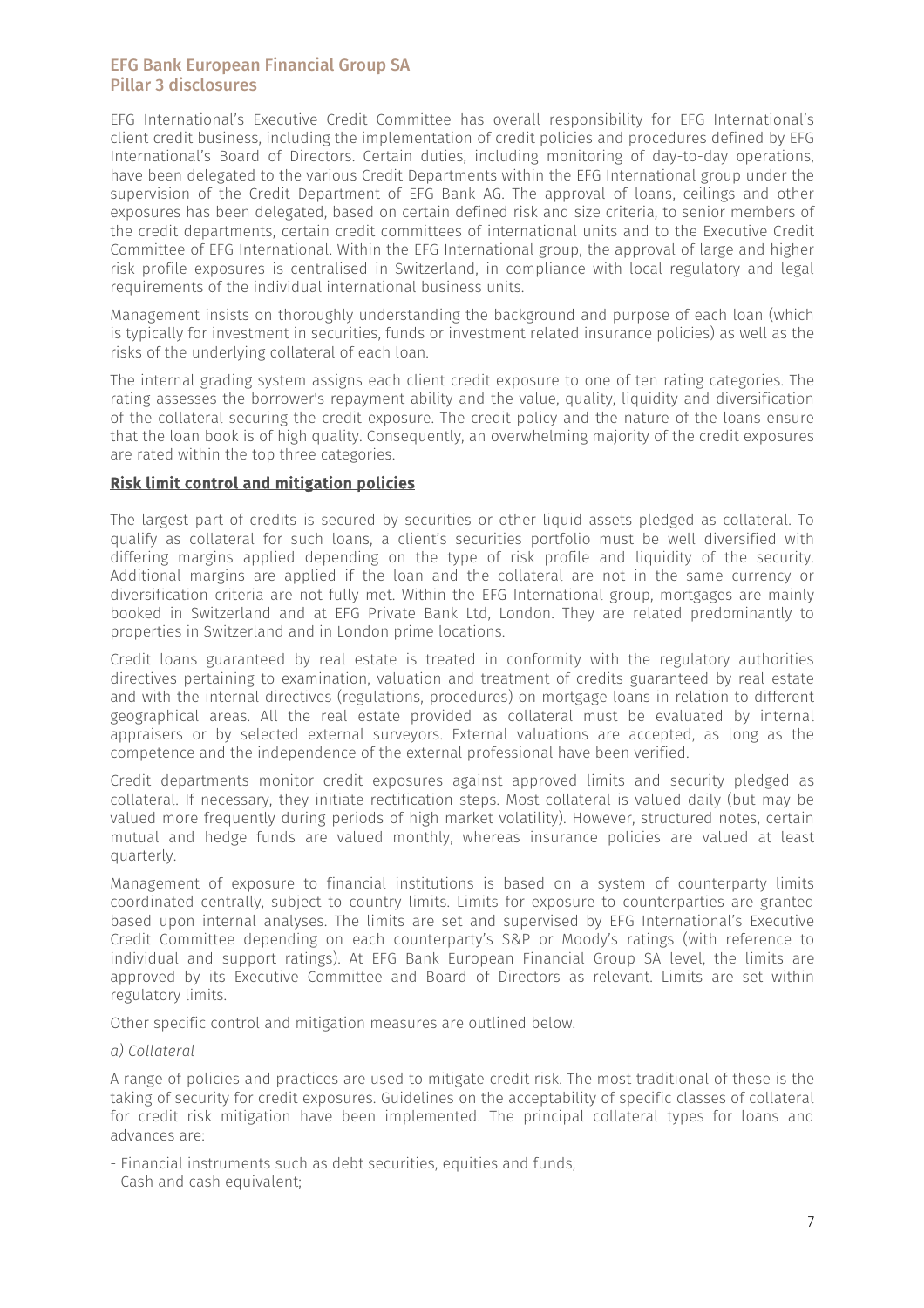EFG International's Executive Credit Committee has overall responsibility for EFG International's client credit business, including the implementation of credit policies and procedures defined by EFG International's Board of Directors. Certain duties, including monitoring of day-to-day operations, have been delegated to the various Credit Departments within the EFG International group under the supervision of the Credit Department of EFG Bank AG. The approval of loans, ceilings and other exposures has been delegated, based on certain defined risk and size criteria, to senior members of the credit departments, certain credit committees of international units and to the Executive Credit Committee of EFG International. Within the EFG International group, the approval of large and higher risk profile exposures is centralised in Switzerland, in compliance with local regulatory and legal requirements of the individual international business units.

Management insists on thoroughly understanding the background and purpose of each loan (which is typically for investment in securities, funds or investment related insurance policies) as well as the risks of the underlying collateral of each loan.

The internal grading system assigns each client credit exposure to one of ten rating categories. The rating assesses the borrower's repayment ability and the value, quality, liquidity and diversification of the collateral securing the credit exposure. The credit policy and the nature of the loans ensure that the loan book is of high quality. Consequently, an overwhelming majority of the credit exposures are rated within the top three categories.

**Risk limit control and mitigation policies**

The largest part of credits is secured by securities or other liquid assets pledged as collateral. To qualify as collateral for such loans, a client's securities portfolio must be well diversified with differing margins applied depending on the type of risk profile and liquidity of the security. Additional margins are applied if the loan and the collateral are not in the same currency or diversification criteria are not fully met. Within the EFG International group, mortgages are mainly booked in Switzerland and at EFG Private Bank Ltd, London. They are related predominantly to properties in Switzerland and in London prime locations.

Credit loans guaranteed by real estate is treated in conformity with the regulatory authorities directives pertaining to examination, valuation and treatment of credits guaranteed by real estate and with the internal directives (regulations, procedures) on mortgage loans in relation to different geographical areas. All the real estate provided as collateral must be evaluated by internal appraisers or by selected external surveyors. External valuations are accepted, as long as the competence and the independence of the external professional have been verified.

Credit departments monitor credit exposures against approved limits and security pledged as collateral. If necessary, they initiate rectification steps. Most collateral is valued daily (but may be valued more frequently during periods of high market volatility). However, structured notes, certain mutual and hedge funds are valued monthly, whereas insurance policies are valued at least quarterly.

Management of exposure to financial institutions is based on a system of counterparty limits coordinated centrally, subject to country limits. Limits for exposure to counterparties are granted based upon internal analyses. The limits are set and supervised by EFG International's Executive Credit Committee depending on each counterparty's S&P or Moody's ratings (with reference to individual and support ratings). At EFG Bank European Financial Group SA level, the limits are approved by its Executive Committee and Board of Directors as relevant. Limits are set within regulatory limits.

Other specific control and mitigation measures are outlined below.

*a) Collateral*

A range of policies and practices are used to mitigate credit risk. The most traditional of these is the taking of security for credit exposures. Guidelines on the acceptability of specific classes of collateral for credit risk mitigation have been implemented. The principal collateral types for loans and advances are:

- Financial instruments such as debt securities, equities and funds;
- Cash and cash equivalent;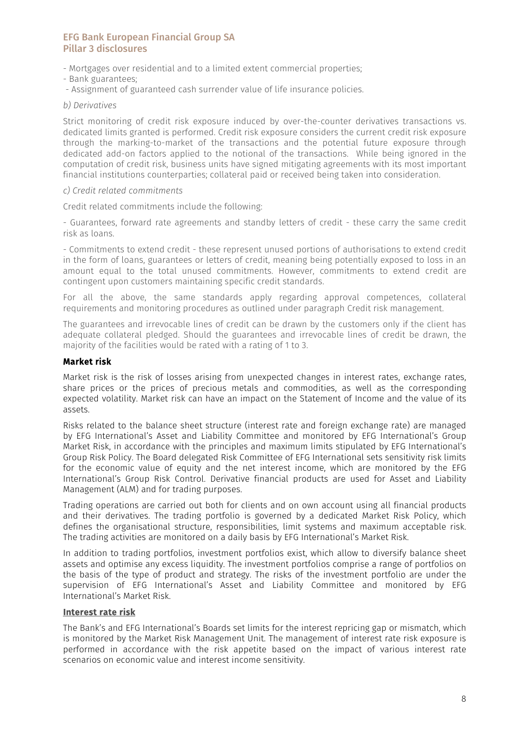- Mortgages over residential and to a limited extent commercial properties;
- Bank guarantees;
- Assignment of guaranteed cash surrender value of life insurance policies.

*b) Derivatives*

Strict monitoring of credit risk exposure induced by over-the-counter derivatives transactions vs. dedicated limits granted is performed. Credit risk exposure considers the current credit risk exposure through the marking-to-market of the transactions and the potential future exposure through dedicated add-on factors applied to the notional of the transactions. While being ignored in the computation of credit risk, business units have signed mitigating agreements with its most important financial institutions counterparties; collateral paid or received being taken into consideration.

*c) Credit related commitments*

Credit related commitments include the following:

- Guarantees, forward rate agreements and standby letters of credit - these carry the same credit risk as loans.

- Commitments to extend credit - these represent unused portions of authorisations to extend credit in the form of loans, guarantees or letters of credit, meaning being potentially exposed to loss in an amount equal to the total unused commitments. However, commitments to extend credit are contingent upon customers maintaining specific credit standards.

For all the above, the same standards apply regarding approval competences, collateral requirements and monitoring procedures as outlined under paragraph Credit risk management.

The guarantees and irrevocable lines of credit can be drawn by the customers only if the client has adequate collateral pledged. Should the guarantees and irrevocable lines of credit be drawn, the majority of the facilities would be rated with a rating of 1 to 3.

## Market risk

Market risk is the risk of losses arising from unexpected changes in interest rates, exchange rates, share prices or the prices of precious metals and commodities, as well as the corresponding expected volatility. Market risk can have an impact on the Statement of Income and the value of its assets.

Risks related to the balance sheet structure (interest rate and foreign exchange rate) are managed by EFG International's Asset and Liability Committee and monitored by EFG International's Group Market Risk, in accordance with the principles and maximum limits stipulated by EFG International's Group Risk Policy. The Board delegated Risk Committee of EFG International sets sensitivity risk limits for the economic value of equity and the net interest income, which are monitored by the EFG International's Group Risk Control. Derivative financial products are used for Asset and Liability Management (ALM) and for trading purposes.

Trading operations are carried out both for clients and on own account using all financial products and their derivatives. The trading portfolio is governed by a dedicated Market Risk Policy, which defines the organisational structure, responsibilities, limit systems and maximum acceptable risk. The trading activities are monitored on a daily basis by EFG International's Market Risk.

In addition to trading portfolios, investment portfolios exist, which allow to diversify balance sheet assets and optimise any excess liquidity. The investment portfolios comprise a range of portfolios on the basis of the type of product and strategy. The risks of the investment portfolio are under the supervision of EFG International's Asset and Liability Committee and monitored by EFG International's Market Risk.

### Interest rate risk

The Bank's and EFG International's Boards set limits for the interest repricing gap or mismatch, which is monitored by the Market Risk Management Unit. The management of interest rate risk exposure is performed in accordance with the risk appetite based on the impact of various interest rate scenarios on economic value and interest income sensitivity.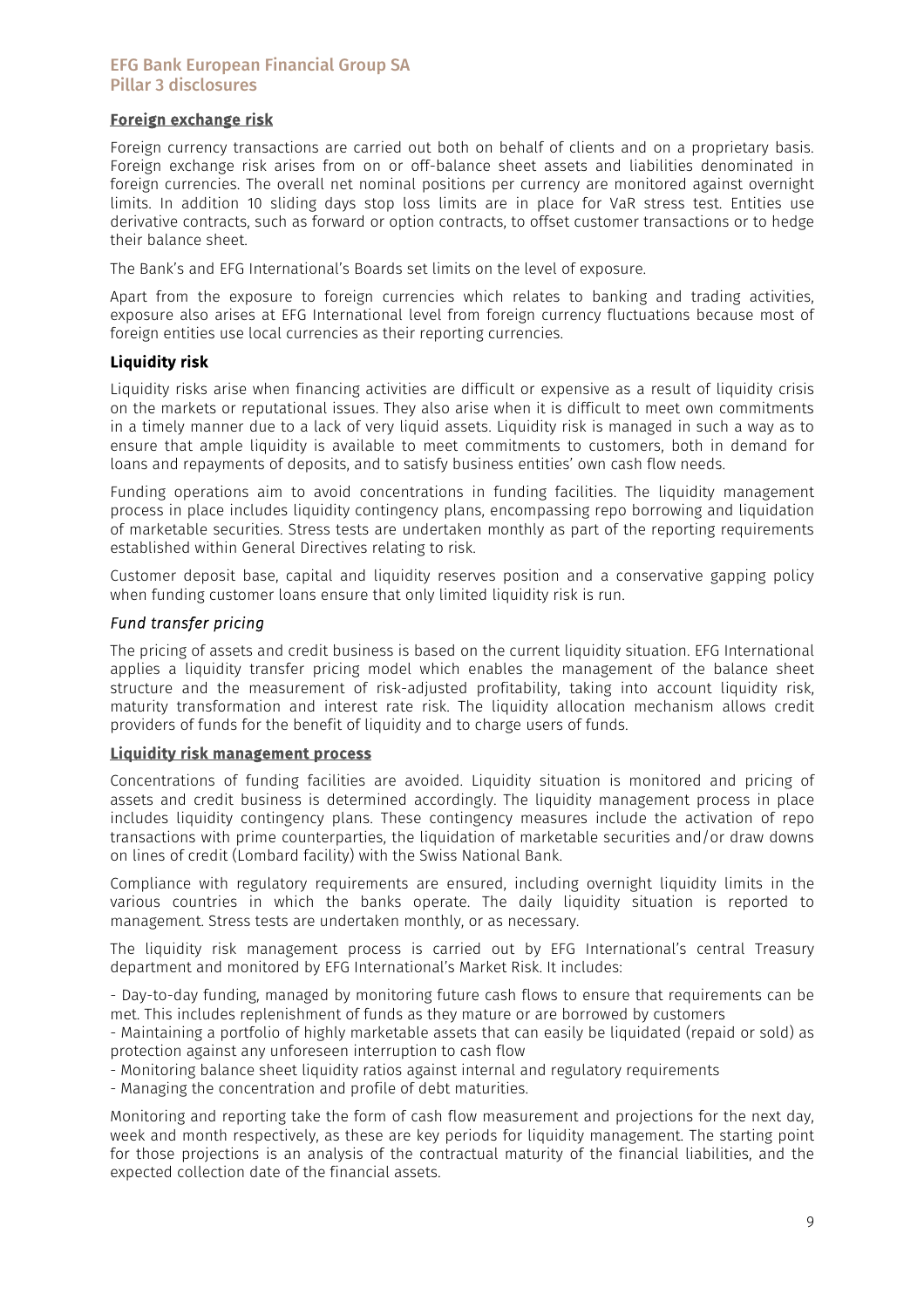#### Foreign exchange risk

Foreign currency transactions are carried out both on behalf of clients and on a proprietary basis. Foreign exchange risk arises from on or off-balance sheet assets and liabilities denominated in foreign currencies. The overall net nominal positions per currency are monitored against overnight limits. In addition 10 sliding days stop loss limits are in place for VaR stress test. Entities use derivative contracts, such as forward or option contracts, to offset customer transactions or to hedge their balance sheet.

The Bank's and EFG International's Boards set limits on the level of exposure.

Apart from the exposure to foreign currencies which relates to banking and trading activities, exposure also arises at EFG International level from foreign currency fluctuations because most of foreign entities use local currencies as their reporting currencies.

### Liquidity risk

Liquidity risks arise when financing activities are difficult or expensive as a result of liquidity crisis on the markets or reputational issues. They also arise when it is difficult to meet own commitments in a timely manner due to a lack of very liquid assets. Liquidity risk is managed in such a way as to ensure that ample liquidity is available to meet commitments to customers, both in demand for loans and repayments of deposits, and to satisfy business entities' own cash flow needs.

Funding operations aim to avoid concentrations in funding facilities. The liquidity management process in place includes liquidity contingency plans, encompassing repo borrowing and liquidation of marketable securities. Stress tests are undertaken monthly as part of the reporting requirements established within General Directives relating to risk.

Customer deposit base, capital and liquidity reserves position and a conservative gapping policy when funding customer loans ensure that only limited liquidity risk is run.

#### *Fund transfer pricing*

The pricing of assets and credit business is based on the current liquidity situation. EFG International applies a liquidity transfer pricing model which enables the management of the balance sheet structure and the measurement of risk-adjusted profitability, taking into account liquidity risk, maturity transformation and interest rate risk. The liquidity allocation mechanism allows credit providers of funds for the benefit of liquidity and to charge users of funds.

#### Liquidity risk management process

Concentrations of funding facilities are avoided. Liquidity situation is monitored and pricing of assets and credit business is determined accordingly. The liquidity management process in place includes liquidity contingency plans. These contingency measures include the activation of repo transactions with prime counterparties, the liquidation of marketable securities and/or draw downs on lines of credit (Lombard facility) with the Swiss National Bank.

Compliance with regulatory requirements are ensured, including overnight liquidity limits in the various countries in which the banks operate. The daily liquidity situation is reported to management. Stress tests are undertaken monthly, or as necessary.

The liquidity risk management process is carried out by EFG International's central Treasury department and monitored by EFG International's Market Risk. It includes:

- Day-to-day funding, managed by monitoring future cash flows to ensure that requirements can be met. This includes replenishment of funds as they mature or are borrowed by customers
- Maintaining a portfolio of highly marketable assets that can easily be liquidated (repaid or sold) as protection against any unforeseen interruption to cash flow
- Monitoring balance sheet liquidity ratios against internal and regulatory requirements
- Managing the concentration and profile of debt maturities.

Monitoring and reporting take the form of cash flow measurement and projections for the next day, week and month respectively, as these are key periods for liquidity management. The starting point for those projections is an analysis of the contractual maturity of the financial liabilities, and the expected collection date of the financial assets.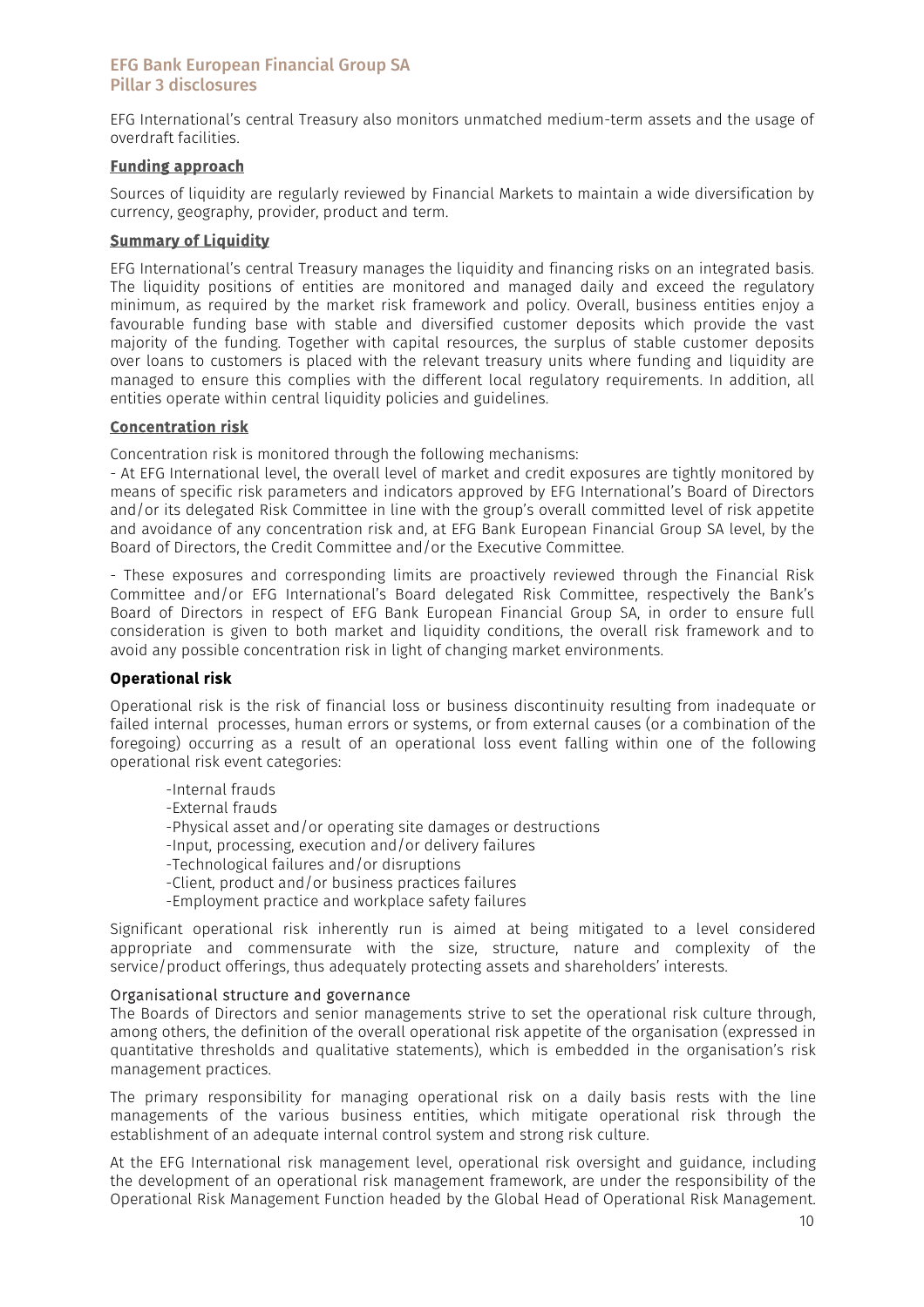EFG International's central Treasury also monitors unmatched medium-term assets and the usage of overdraft facilities.

**Funding approach**

Sources of liquidity are regularly reviewed by Financial Markets to maintain a wide diversification by currency, geography, provider, product and term.

**Summary of Liquidity**

EFG International's central Treasury manages the liquidity and financing risks on an integrated basis. The liquidity positions of entities are monitored and managed daily and exceed the regulatory minimum, as required by the market risk framework and policy. Overall, business entities enjoy a favourable funding base with stable and diversified customer deposits which provide the vast majority of the funding. Together with capital resources, the surplus of stable customer deposits over loans to customers is placed with the relevant treasury units where funding and liquidity are managed to ensure this complies with the different local regulatory requirements. In addition, all entities operate within central liquidity policies and guidelines.

**Concentration risk**

Concentration risk is monitored through the following mechanisms:

- At EFG International level, the overall level of market and credit exposures are tightly monitored by means of specific risk parameters and indicators approved by EFG International's Board of Directors and/or its delegated Risk Committee in line with the group's overall committed level of risk appetite and avoidance of any concentration risk and, at EFG Bank European Financial Group SA level, by the Board of Directors, the Credit Committee and/or the Executive Committee.

- These exposures and corresponding limits are proactively reviewed through the Financial Risk Committee and/or EFG International's Board delegated Risk Committee, respectively the Bank's Board of Directors in respect of EFG Bank European Financial Group SA, in order to ensure full consideration is given to both market and liquidity conditions, the overall risk framework and to avoid any possible concentration risk in light of changing market environments.

## Operational risk

Operational risk is the risk of financial loss or business discontinuity resulting from inadequate or failed internal processes, human errors or systems, or from external causes (or a combination of the foregoing) occurring as a result of an operational loss event falling within one of the following operational risk event categories:

- Internal frauds
- External frauds
- Physical asset and/or operating site damages or destructions
- Input, processing, execution and/or delivery failures
- Technological failures and/or disruptions
- Client, product and/or business practices failures
- Employment practice and workplace safety failures

Significant operational risk inherently run is aimed at being mitigated to a level considered appropriate and commensurate with the size, structure, nature and complexity of the service/product offerings, thus adequately protecting assets and shareholders' interests.

### Organisational structure and governance

The Boards of Directors and senior managements strive to set the operational risk culture through, among others, the definition of the overall operational risk appetite of the organisation (expressed in quantitative thresholds and qualitative statements), which is embedded in the organisation's risk management practices.

The primary responsibility for managing operational risk on a daily basis rests with the line managements of the various business entities, which mitigate operational risk through the establishment of an adequate internal control system and strong risk culture.

At the EFG International risk management level, operational risk oversight and guidance, including the development of an operational risk management framework, are under the responsibility of the Operational Risk Management Function headed by the Global Head of Operational Risk Management.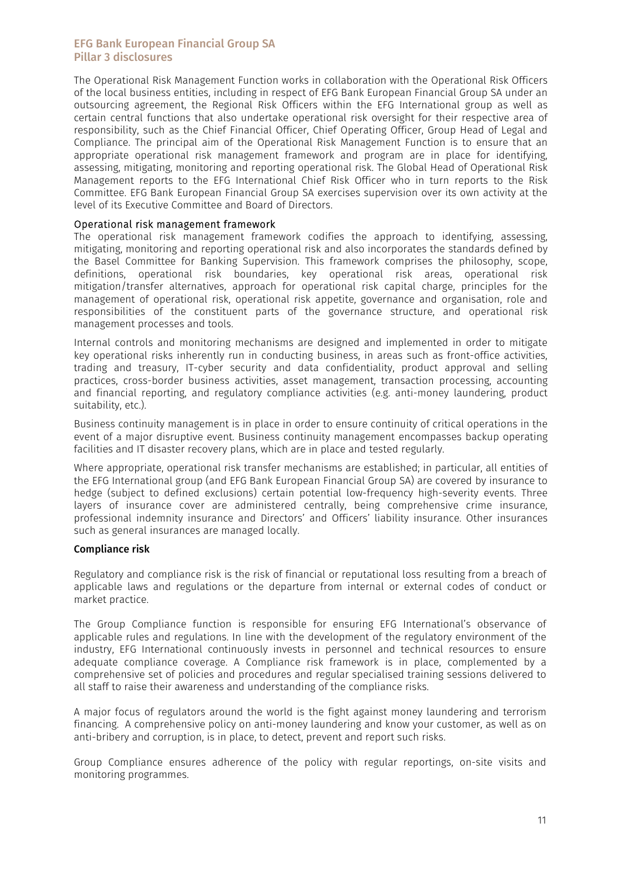The Operational Risk Management Function works in collaboration with the Operational Risk Officers of the local business entities, including in respect of EFG Bank European Financial Group SA under an outsourcing agreement, the Regional Risk Officers within the EFG International group as well as certain central functions that also undertake operational risk oversight for their respective area of responsibility, such as the Chief Financial Officer, Chief Operating Officer, Group Head of Legal and Compliance. The principal aim of the Operational Risk Management Function is to ensure that an appropriate operational risk management framework and program are in place for identifying, assessing, mitigating, monitoring and reporting operational risk. The Global Head of Operational Risk Management reports to the EFG International Chief Risk Officer who in turn reports to the Risk Committee. EFG Bank European Financial Group SA exercises supervision over its own activity at the level of its Executive Committee and Board of Directors.

### Operational risk management framework

The operational risk management framework codifies the approach to identifying, assessing, mitigating, monitoring and reporting operational risk and also incorporates the standards defined by the Basel Committee for Banking Supervision. This framework comprises the philosophy, scope, definitions, operational risk boundaries, key operational risk areas, operational risk mitigation/transfer alternatives, approach for operational risk capital charge, principles for the management of operational risk, operational risk appetite, governance and organisation, role and responsibilities of the constituent parts of the governance structure, and operational risk management processes and tools.

Internal controls and monitoring mechanisms are designed and implemented in order to mitigate key operational risks inherently run in conducting business, in areas such as front-office activities, trading and treasury, IT-cyber security and data confidentiality, product approval and selling practices, cross-border business activities, asset management, transaction processing, accounting and financial reporting, and regulatory compliance activities (e.g. anti-money laundering, product suitability, etc.).

Business continuity management is in place in order to ensure continuity of critical operations in the event of a major disruptive event. Business continuity management encompasses backup operating facilities and IT disaster recovery plans, which are in place and tested regularly.

Where appropriate, operational risk transfer mechanisms are established; in particular, all entities of the EFG International group (and EFG Bank European Financial Group SA) are covered by insurance to hedge (subject to defined exclusions) certain potential low-frequency high-severity events. Three layers of insurance cover are administered centrally, being comprehensive crime insurance, professional indemnity insurance and Directors' and Officers' liability insurance. Other insurances such as general insurances are managed locally.

### Compliance risk

Regulatory and compliance risk is the risk of financial or reputational loss resulting from a breach of applicable laws and regulations or the departure from internal or external codes of conduct or market practice.

The Group Compliance function is responsible for ensuring EFG International's observance of applicable rules and regulations. In line with the development of the regulatory environment of the industry, EFG International continuously invests in personnel and technical resources to ensure adequate compliance coverage. A Compliance risk framework is in place, complemented by a comprehensive set of policies and procedures and regular specialised training sessions delivered to all staff to raise their awareness and understanding of the compliance risks.

A major focus of regulators around the world is the fight against money laundering and terrorism financing. A comprehensive policy on anti-money laundering and know your customer, as well as on anti-bribery and corruption, is in place, to detect, prevent and report such risks.

Group Compliance ensures adherence of the policy with regular reportings, on-site visits and monitoring programmes.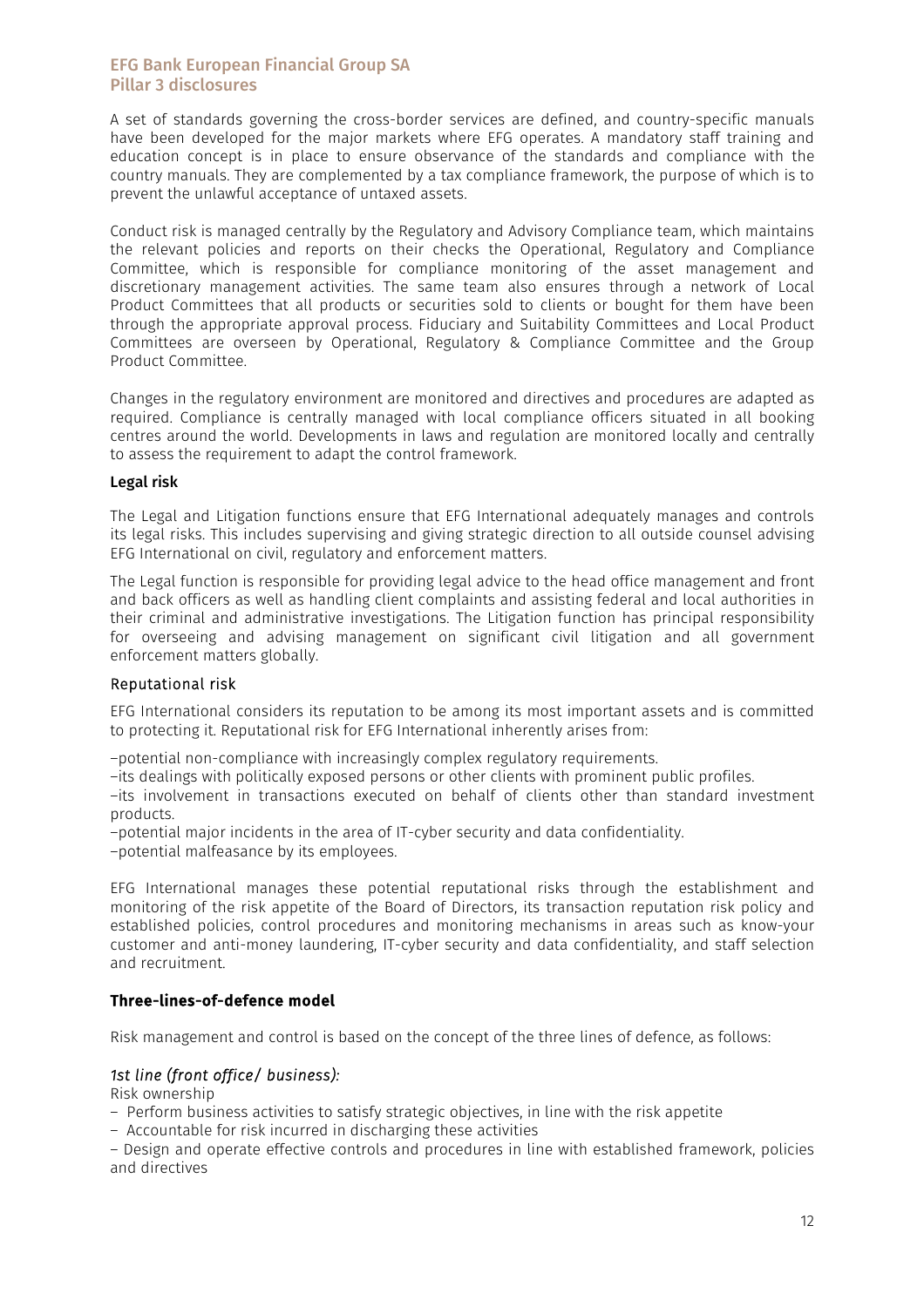A set of standards governing the cross-border services are defined, and country-specific manuals have been developed for the major markets where EFG operates. A mandatory staff training and education concept is in place to ensure observance of the standards and compliance with the country manuals. They are complemented by a tax compliance framework, the purpose of which is to prevent the unlawful acceptance of untaxed assets.

Conduct risk is managed centrally by the Regulatory and Advisory Compliance team, which maintains the relevant policies and reports on their checks the Operational, Regulatory and Compliance Committee, which is responsible for compliance monitoring of the asset management and discretionary management activities. The same team also ensures through a network of Local Product Committees that all products or securities sold to clients or bought for them have been through the appropriate approval process. Fiduciary and Suitability Committees and Local Product Committees are overseen by Operational, Regulatory & Compliance Committee and the Group Product Committee.

Changes in the regulatory environment are monitored and directives and procedures are adapted as required. Compliance is centrally managed with local compliance officers situated in all booking centres around the world. Developments in laws and regulation are monitored locally and centrally to assess the requirement to adapt the control framework.

### Legal risk

The Legal and Litigation functions ensure that EFG International adequately manages and controls its legal risks. This includes supervising and giving strategic direction to all outside counsel advising EFG International on civil, regulatory and enforcement matters.

The Legal function is responsible for providing legal advice to the head office management and front and back officers as well as handling client complaints and assisting federal and local authorities in their criminal and administrative investigations. The Litigation function has principal responsibility for overseeing and advising management on significant civil litigation and all government enforcement matters globally.

### Reputational risk

EFG International considers its reputation to be among its most important assets and is committed to protecting it. Reputational risk for EFG International inherently arises from:

–potential non-compliance with increasingly complex regulatory requirements.
–its dealings with politically exposed persons or other clients with prominent public profiles.
–its involvement in transactions executed on behalf of clients other than standard investment products.
–potential major incidents in the area of IT-cyber security and data confidentiality.
–potential malfeasance by its employees.

EFG International manages these potential reputational risks through the establishment and monitoring of the risk appetite of the Board of Directors, its transaction reputation risk policy and established policies, control procedures and monitoring mechanisms in areas such as know-your customer and anti-money laundering, IT-cyber security and data confidentiality, and staff selection and recruitment.

### Three-lines-of-defence model

Risk management and control is based on the concept of the three lines of defence, as follows:

*1st line (front office/ business):*

Risk ownership

– Perform business activities to satisfy strategic objectives, in line with the risk appetite
– Accountable for risk incurred in discharging these activities
– Design and operate effective controls and procedures in line with established framework, policies and directives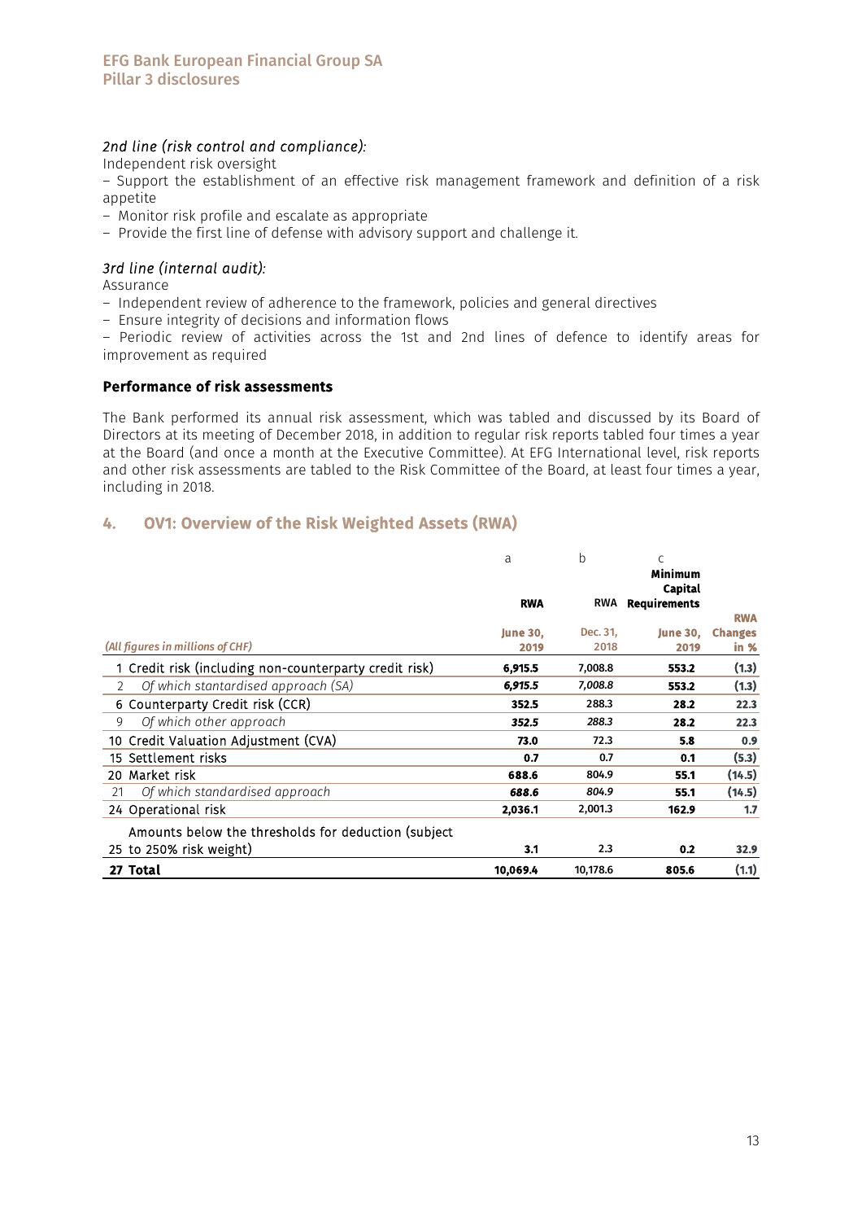*2nd line (risk control and compliance):*

Independent risk oversight

– Support the establishment of an effective risk management framework and definition of a risk appetite

– Monitor risk profile and escalate as appropriate

– Provide the first line of defense with advisory support and challenge it.

*3rd line (internal audit):*

Assurance

– Independent review of adherence to the framework, policies and general directives

– Ensure integrity of decisions and information flows

– Periodic review of activities across the 1st and 2nd lines of defence to identify areas for improvement as required

**Performance of risk assessments**

The Bank performed its annual risk assessment, which was tabled and discussed by its Board of Directors at its meeting of December 2018, in addition to regular risk reports tabled four times a year at the Board (and once a month at the Executive Committee). At EFG International level, risk reports and other risk assessments are tabled to the Risk Committee of the Board, at least four times a year, including in 2018.

## 4. OV1: Overview of the Risk Weighted Assets (RWA)

| | | a | b | c | |
|---|---|---|---|---|---|
| | | **RWA** | RWA | **Minimum Capital Requirements** | **RWA** |
| *(All figures in millions of CHF)* | | **June 30, 2019** | Dec. 31, 2018 | **June 30, 2019** | **Changes in %** |
| 1 | Credit risk (including non-counterparty credit risk) | **6,915.5** | 7,008.8 | **553.2** | **(1.3)** |
| 2 | *Of which stantardised approach (SA)* | ***6,915.5*** | *7,008.8* | **553.2** | **(1.3)** |
| 6 | Counterparty Credit risk (CCR) | **352.5** | 288.3 | **28.2** | **22.3** |
| 9 | *Of which other approach* | ***352.5*** | *288.3* | **28.2** | **22.3** |
| 10 | Credit Valuation Adjustment (CVA) | **73.0** | 72.3 | **5.8** | **0.9** |
| 15 | Settlement risks | **0.7** | 0.7 | **0.1** | **(5.3)** |
| 20 | Market risk | **688.6** | 804.9 | **55.1** | **(14.5)** |
| 21 | *Of which standardised approach* | ***688.6*** | *804.9* | **55.1** | **(14.5)** |
| 24 | Operational risk | **2,036.1** | 2,001.3 | **162.9** | **1.7** |
| 25 | Amounts below the thresholds for deduction (subject to 250% risk weight) | **3.1** | 2.3 | **0.2** | **32.9** |
| **27** | **Total** | **10,069.4** | 10,178.6 | **805.6** | **(1.1)** |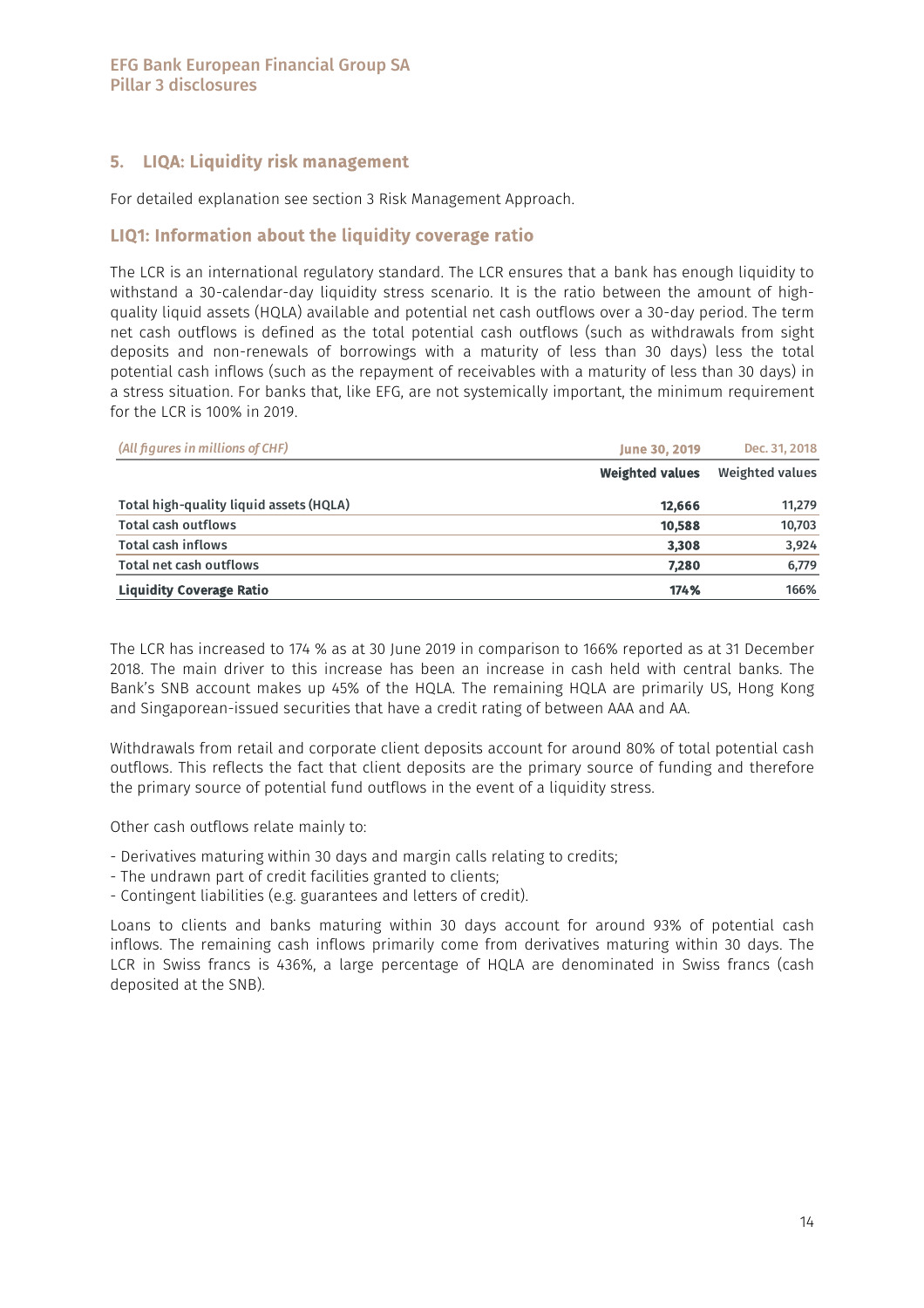## 5. LIQA: Liquidity risk management

For detailed explanation see section 3 Risk Management Approach.

### LIQ1: Information about the liquidity coverage ratio

The LCR is an international regulatory standard. The LCR ensures that a bank has enough liquidity to withstand a 30-calendar-day liquidity stress scenario. It is the ratio between the amount of high-quality liquid assets (HQLA) available and potential net cash outflows over a 30-day period. The term net cash outflows is defined as the total potential cash outflows (such as withdrawals from sight deposits and non-renewals of borrowings with a maturity of less than 30 days) less the total potential cash inflows (such as the repayment of receivables with a maturity of less than 30 days) in a stress situation. For banks that, like EFG, are not systemically important, the minimum requirement for the LCR is 100% in 2019.

| *(All figures in millions of CHF)* | **June 30, 2019** | Dec. 31, 2018 |
|---|---|---|
| | **Weighted values** | Weighted values |
| **Total high-quality liquid assets (HQLA)** | **12,666** | 11,279 |
| **Total cash outflows** | **10,588** | 10,703 |
| **Total cash inflows** | **3,308** | 3,924 |
| **Total net cash outflows** | **7,280** | 6,779 |
| **Liquidity Coverage Ratio** | **174%** | 166% |

The LCR has increased to 174 % as at 30 June 2019 in comparison to 166% reported as at 31 December 2018. The main driver to this increase has been an increase in cash held with central banks. The Bank's SNB account makes up 45% of the HQLA. The remaining HQLA are primarily US, Hong Kong and Singaporean-issued securities that have a credit rating of between AAA and AA.

Withdrawals from retail and corporate client deposits account for around 80% of total potential cash outflows. This reflects the fact that client deposits are the primary source of funding and therefore the primary source of potential fund outflows in the event of a liquidity stress.

Other cash outflows relate mainly to:

- Derivatives maturing within 30 days and margin calls relating to credits;
- The undrawn part of credit facilities granted to clients;
- Contingent liabilities (e.g. guarantees and letters of credit).

Loans to clients and banks maturing within 30 days account for around 93% of potential cash inflows. The remaining cash inflows primarily come from derivatives maturing within 30 days. The LCR in Swiss francs is 436%, a large percentage of HQLA are denominated in Swiss francs (cash deposited at the SNB).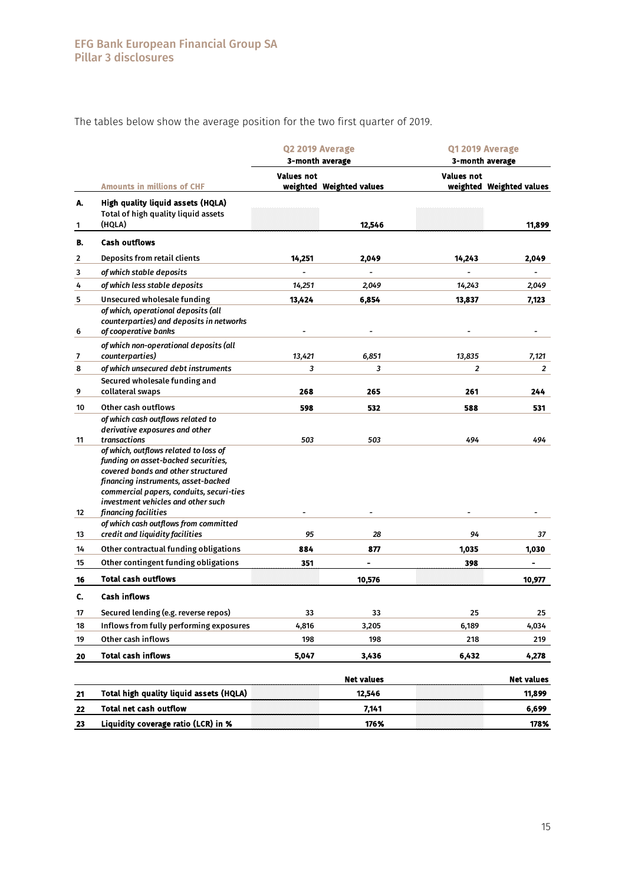The tables below show the average position for the two first quarter of 2019.

| | Amounts in millions of CHF | Q2 2019 Average 3-month average | | Q1 2019 Average 3-month average | |
|---|---|---|---|---|---|
| | | Values not weighted | Weighted values | Values not weighted | Weighted values |
| **A.** | **High quality liquid assets (HQLA)** | | | | |
| 1 | Total of high quality liquid assets (HQLA) | | **12,546** | | **11,899** |
| **B.** | **Cash outflows** | | | | |
| 2 | Deposits from retail clients | **14,251** | **2,049** | **14,243** | **2,049** |
| 3 | *of which stable deposits* | - | - | - | - |
| 4 | *of which less stable deposits* | *14,251* | *2,049* | *14,243* | *2,049* |
| 5 | Unsecured wholesale funding | **13,424** | **6,854** | **13,837** | **7,123** |
| 6 | *of which, operational deposits (all counterparties) and deposits in networks of cooperative banks* | - | - | - | - |
| 7 | *of which non-operational deposits (all counterparties)* | *13,421* | *6,851* | *13,835* | *7,121* |
| 8 | *of which unsecured debt instruments* | *3* | *3* | *2* | *2* |
| 9 | Secured wholesale funding and collateral swaps | **268** | **265** | **261** | **244** |
| 10 | Other cash outflows | **598** | **532** | **588** | **531** |
| 11 | *of which cash outflows related to derivative exposures and other transactions* | *503* | *503* | *494* | *494* |
| 12 | *of which, outflows related to loss of funding on asset-backed securities, covered bonds and other structured financing instruments, asset-backed commercial papers, conduits, securi-ties investment vehicles and other such financing facilities* | - | - | - | - |
| 13 | *of which cash outflows from committed credit and liquidity facilities* | *95* | *28* | *94* | *37* |
| 14 | Other contractual funding obligations | **884** | **877** | **1,035** | **1,030** |
| 15 | Other contingent funding obligations | **351** | **-** | **398** | **-** |
| 16 | **Total cash outflows** | | **10,576** | | **10,977** |
| **C.** | **Cash inflows** | | | | |
| 17 | Secured lending (e.g. reverse repos) | 33 | 33 | 25 | 25 |
| 18 | Inflows from fully performing exposures | 4,816 | 3,205 | 6,189 | 4,034 |
| 19 | Other cash inflows | 198 | 198 | 218 | 219 |
| 20 | **Total cash inflows** | **5,047** | **3,436** | **6,432** | **4,278** |
| | | | **Net values** | | **Net values** |
| 21 | **Total high quality liquid assets (HQLA)** | | **12,546** | | **11,899** |
| 22 | **Total net cash outflow** | | **7,141** | | **6,699** |
| 23 | **Liquidity coverage ratio (LCR) in %** | | **176%** | | **178%** |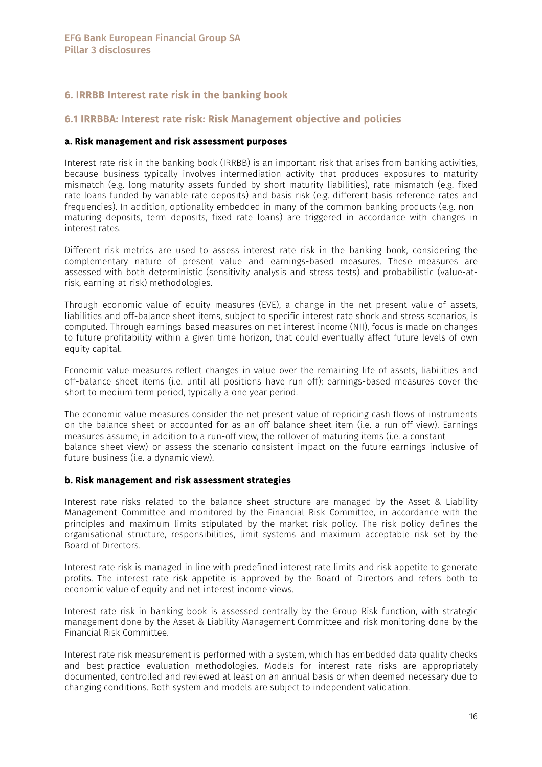## 6. IRRBB Interest rate risk in the banking book

### 6.1 IRRBBA: Interest rate risk: Risk Management objective and policies

#### a. Risk management and risk assessment purposes

Interest rate risk in the banking book (IRRBB) is an important risk that arises from banking activities, because business typically involves intermediation activity that produces exposures to maturity mismatch (e.g. long-maturity assets funded by short-maturity liabilities), rate mismatch (e.g. fixed rate loans funded by variable rate deposits) and basis risk (e.g. different basis reference rates and frequencies). In addition, optionality embedded in many of the common banking products (e.g. non-maturing deposits, term deposits, fixed rate loans) are triggered in accordance with changes in interest rates.

Different risk metrics are used to assess interest rate risk in the banking book, considering the complementary nature of present value and earnings-based measures. These measures are assessed with both deterministic (sensitivity analysis and stress tests) and probabilistic (value-at-risk, earning-at-risk) methodologies.

Through economic value of equity measures (EVE), a change in the net present value of assets, liabilities and off-balance sheet items, subject to specific interest rate shock and stress scenarios, is computed. Through earnings-based measures on net interest income (NII), focus is made on changes to future profitability within a given time horizon, that could eventually affect future levels of own equity capital.

Economic value measures reflect changes in value over the remaining life of assets, liabilities and off-balance sheet items (i.e. until all positions have run off); earnings-based measures cover the short to medium term period, typically a one year period.

The economic value measures consider the net present value of repricing cash flows of instruments on the balance sheet or accounted for as an off-balance sheet item (i.e. a run-off view). Earnings measures assume, in addition to a run-off view, the rollover of maturing items (i.e. a constant balance sheet view) or assess the scenario-consistent impact on the future earnings inclusive of future business (i.e. a dynamic view).

#### b. Risk management and risk assessment strategies

Interest rate risks related to the balance sheet structure are managed by the Asset & Liability Management Committee and monitored by the Financial Risk Committee, in accordance with the principles and maximum limits stipulated by the market risk policy. The risk policy defines the organisational structure, responsibilities, limit systems and maximum acceptable risk set by the Board of Directors.

Interest rate risk is managed in line with predefined interest rate limits and risk appetite to generate profits. The interest rate risk appetite is approved by the Board of Directors and refers both to economic value of equity and net interest income views.

Interest rate risk in banking book is assessed centrally by the Group Risk function, with strategic management done by the Asset & Liability Management Committee and risk monitoring done by the Financial Risk Committee.

Interest rate risk measurement is performed with a system, which has embedded data quality checks and best-practice evaluation methodologies. Models for interest rate risks are appropriately documented, controlled and reviewed at least on an annual basis or when deemed necessary due to changing conditions. Both system and models are subject to independent validation.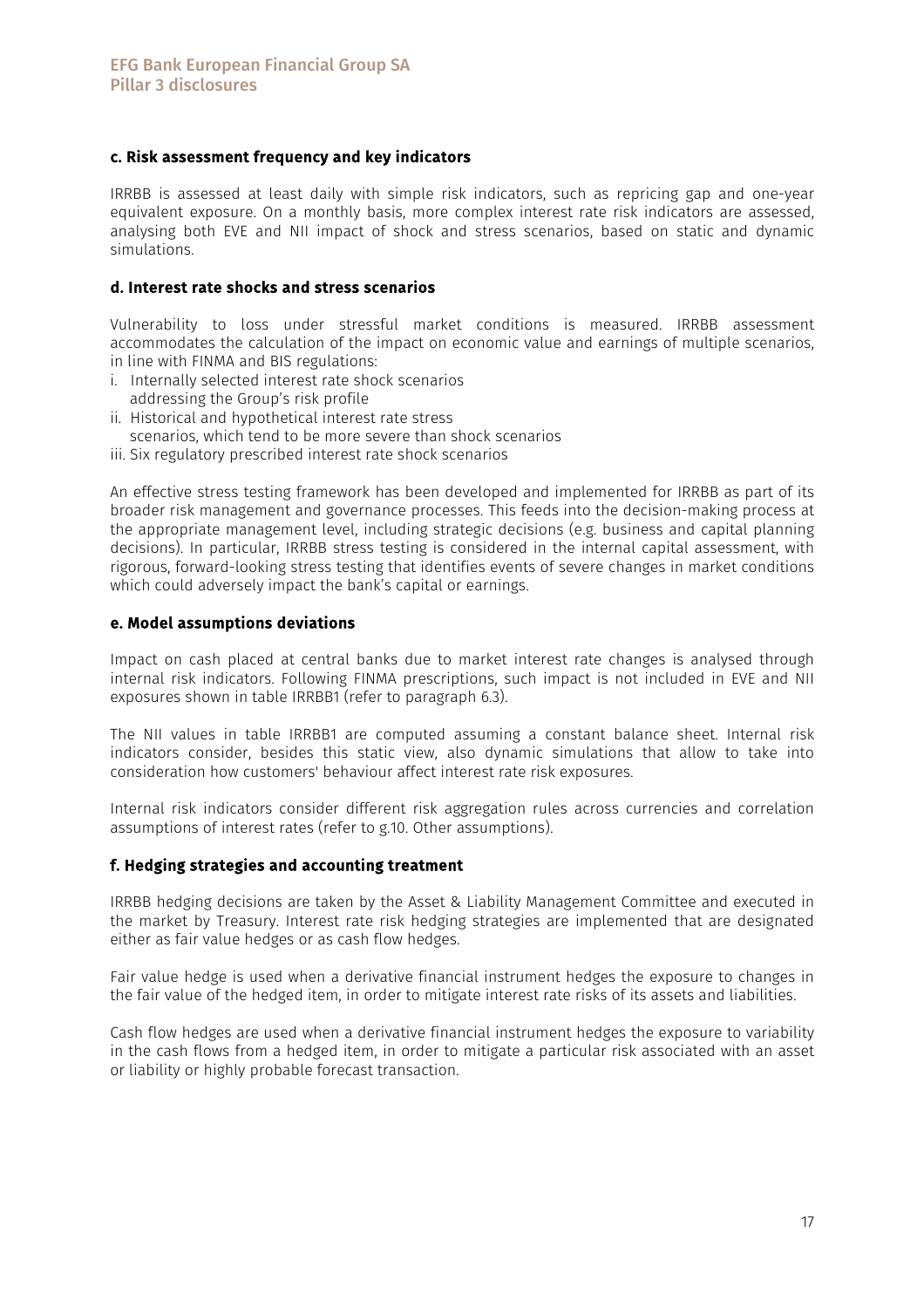#### c. Risk assessment frequency and key indicators

IRRBB is assessed at least daily with simple risk indicators, such as repricing gap and one-year equivalent exposure. On a monthly basis, more complex interest rate risk indicators are assessed, analysing both EVE and NII impact of shock and stress scenarios, based on static and dynamic simulations.

#### d. Interest rate shocks and stress scenarios

Vulnerability to loss under stressful market conditions is measured. IRRBB assessment accommodates the calculation of the impact on economic value and earnings of multiple scenarios, in line with FINMA and BIS regulations:

i. Internally selected interest rate shock scenarios addressing the Group's risk profile
ii. Historical and hypothetical interest rate stress scenarios, which tend to be more severe than shock scenarios
iii. Six regulatory prescribed interest rate shock scenarios

An effective stress testing framework has been developed and implemented for IRRBB as part of its broader risk management and governance processes. This feeds into the decision-making process at the appropriate management level, including strategic decisions (e.g. business and capital planning decisions). In particular, IRRBB stress testing is considered in the internal capital assessment, with rigorous, forward-looking stress testing that identifies events of severe changes in market conditions which could adversely impact the bank's capital or earnings.

#### e. Model assumptions deviations

Impact on cash placed at central banks due to market interest rate changes is analysed through internal risk indicators. Following FINMA prescriptions, such impact is not included in EVE and NII exposures shown in table IRRBB1 (refer to paragraph 6.3).

The NII values in table IRRBB1 are computed assuming a constant balance sheet. Internal risk indicators consider, besides this static view, also dynamic simulations that allow to take into consideration how customers' behaviour affect interest rate risk exposures.

Internal risk indicators consider different risk aggregation rules across currencies and correlation assumptions of interest rates (refer to g.10. Other assumptions).

#### f. Hedging strategies and accounting treatment

IRRBB hedging decisions are taken by the Asset & Liability Management Committee and executed in the market by Treasury. Interest rate risk hedging strategies are implemented that are designated either as fair value hedges or as cash flow hedges.

Fair value hedge is used when a derivative financial instrument hedges the exposure to changes in the fair value of the hedged item, in order to mitigate interest rate risks of its assets and liabilities.

Cash flow hedges are used when a derivative financial instrument hedges the exposure to variability in the cash flows from a hedged item, in order to mitigate a particular risk associated with an asset or liability or highly probable forecast transaction.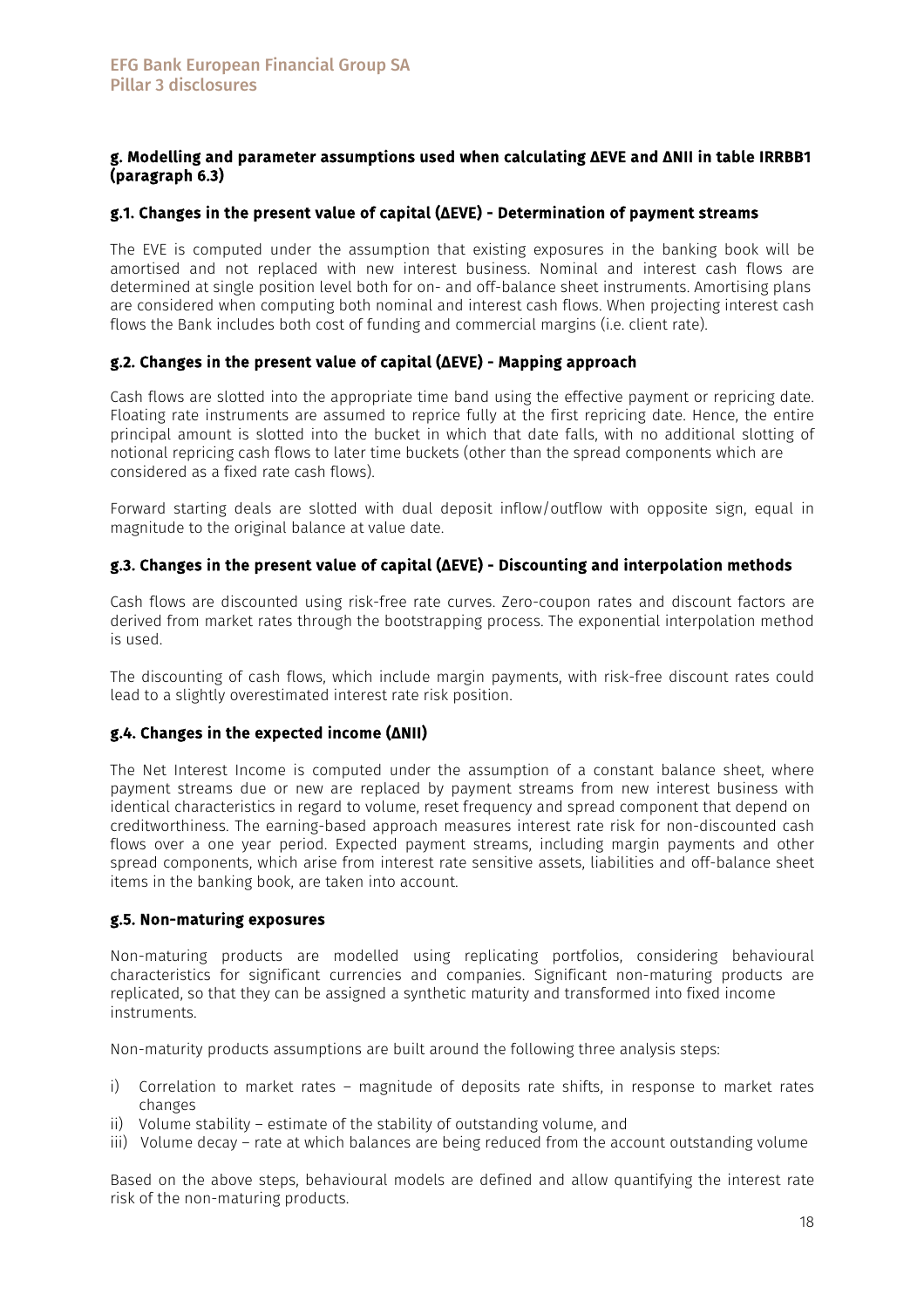### g. Modelling and parameter assumptions used when calculating ΔEVE and ΔNII in table IRRBB1 (paragraph 6.3)

#### g.1. Changes in the present value of capital (ΔEVE) - Determination of payment streams

The EVE is computed under the assumption that existing exposures in the banking book will be amortised and not replaced with new interest business. Nominal and interest cash flows are determined at single position level both for on- and off-balance sheet instruments. Amortising plans are considered when computing both nominal and interest cash flows. When projecting interest cash flows the Bank includes both cost of funding and commercial margins (i.e. client rate).

#### g.2. Changes in the present value of capital (ΔEVE) - Mapping approach

Cash flows are slotted into the appropriate time band using the effective payment or repricing date. Floating rate instruments are assumed to reprice fully at the first repricing date. Hence, the entire principal amount is slotted into the bucket in which that date falls, with no additional slotting of notional repricing cash flows to later time buckets (other than the spread components which are considered as a fixed rate cash flows).

Forward starting deals are slotted with dual deposit inflow/outflow with opposite sign, equal in magnitude to the original balance at value date.

#### g.3. Changes in the present value of capital (ΔEVE) - Discounting and interpolation methods

Cash flows are discounted using risk-free rate curves. Zero-coupon rates and discount factors are derived from market rates through the bootstrapping process. The exponential interpolation method is used.

The discounting of cash flows, which include margin payments, with risk-free discount rates could lead to a slightly overestimated interest rate risk position.

#### g.4. Changes in the expected income (ΔNII)

The Net Interest Income is computed under the assumption of a constant balance sheet, where payment streams due or new are replaced by payment streams from new interest business with identical characteristics in regard to volume, reset frequency and spread component that depend on creditworthiness. The earning-based approach measures interest rate risk for non-discounted cash flows over a one year period. Expected payment streams, including margin payments and other spread components, which arise from interest rate sensitive assets, liabilities and off-balance sheet items in the banking book, are taken into account.

#### g.5. Non-maturing exposures

Non-maturing products are modelled using replicating portfolios, considering behavioural characteristics for significant currencies and companies. Significant non-maturing products are replicated, so that they can be assigned a synthetic maturity and transformed into fixed income instruments.

Non-maturity products assumptions are built around the following three analysis steps:

i) Correlation to market rates – magnitude of deposits rate shifts, in response to market rates changes
ii) Volume stability – estimate of the stability of outstanding volume, and
iii) Volume decay – rate at which balances are being reduced from the account outstanding volume

Based on the above steps, behavioural models are defined and allow quantifying the interest rate risk of the non-maturing products.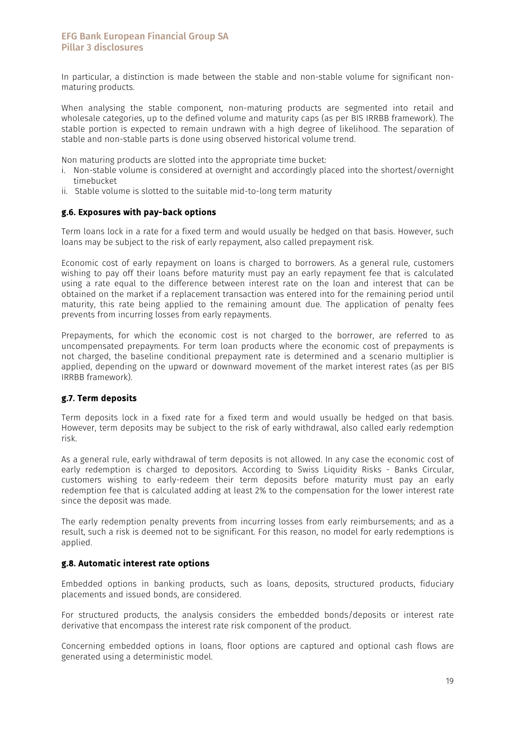In particular, a distinction is made between the stable and non-stable volume for significant non-maturing products.

When analysing the stable component, non-maturing products are segmented into retail and wholesale categories, up to the defined volume and maturity caps (as per BIS IRRBB framework). The stable portion is expected to remain undrawn with a high degree of likelihood. The separation of stable and non-stable parts is done using observed historical volume trend.

Non maturing products are slotted into the appropriate time bucket:

i. Non-stable volume is considered at overnight and accordingly placed into the shortest/overnight timebucket
ii. Stable volume is slotted to the suitable mid-to-long term maturity

### g.6. Exposures with pay-back options

Term loans lock in a rate for a fixed term and would usually be hedged on that basis. However, such loans may be subject to the risk of early repayment, also called prepayment risk.

Economic cost of early repayment on loans is charged to borrowers. As a general rule, customers wishing to pay off their loans before maturity must pay an early repayment fee that is calculated using a rate equal to the difference between interest rate on the loan and interest that can be obtained on the market if a replacement transaction was entered into for the remaining period until maturity, this rate being applied to the remaining amount due. The application of penalty fees prevents from incurring losses from early repayments.

Prepayments, for which the economic cost is not charged to the borrower, are referred to as uncompensated prepayments. For term loan products where the economic cost of prepayments is not charged, the baseline conditional prepayment rate is determined and a scenario multiplier is applied, depending on the upward or downward movement of the market interest rates (as per BIS IRRBB framework).

### g.7. Term deposits

Term deposits lock in a fixed rate for a fixed term and would usually be hedged on that basis. However, term deposits may be subject to the risk of early withdrawal, also called early redemption risk.

As a general rule, early withdrawal of term deposits is not allowed. In any case the economic cost of early redemption is charged to depositors. According to Swiss Liquidity Risks - Banks Circular, customers wishing to early-redeem their term deposits before maturity must pay an early redemption fee that is calculated adding at least 2% to the compensation for the lower interest rate since the deposit was made.

The early redemption penalty prevents from incurring losses from early reimbursements; and as a result, such a risk is deemed not to be significant. For this reason, no model for early redemptions is applied.

### g.8. Automatic interest rate options

Embedded options in banking products, such as loans, deposits, structured products, fiduciary placements and issued bonds, are considered.

For structured products, the analysis considers the embedded bonds/deposits or interest rate derivative that encompass the interest rate risk component of the product.

Concerning embedded options in loans, floor options are captured and optional cash flows are generated using a deterministic model.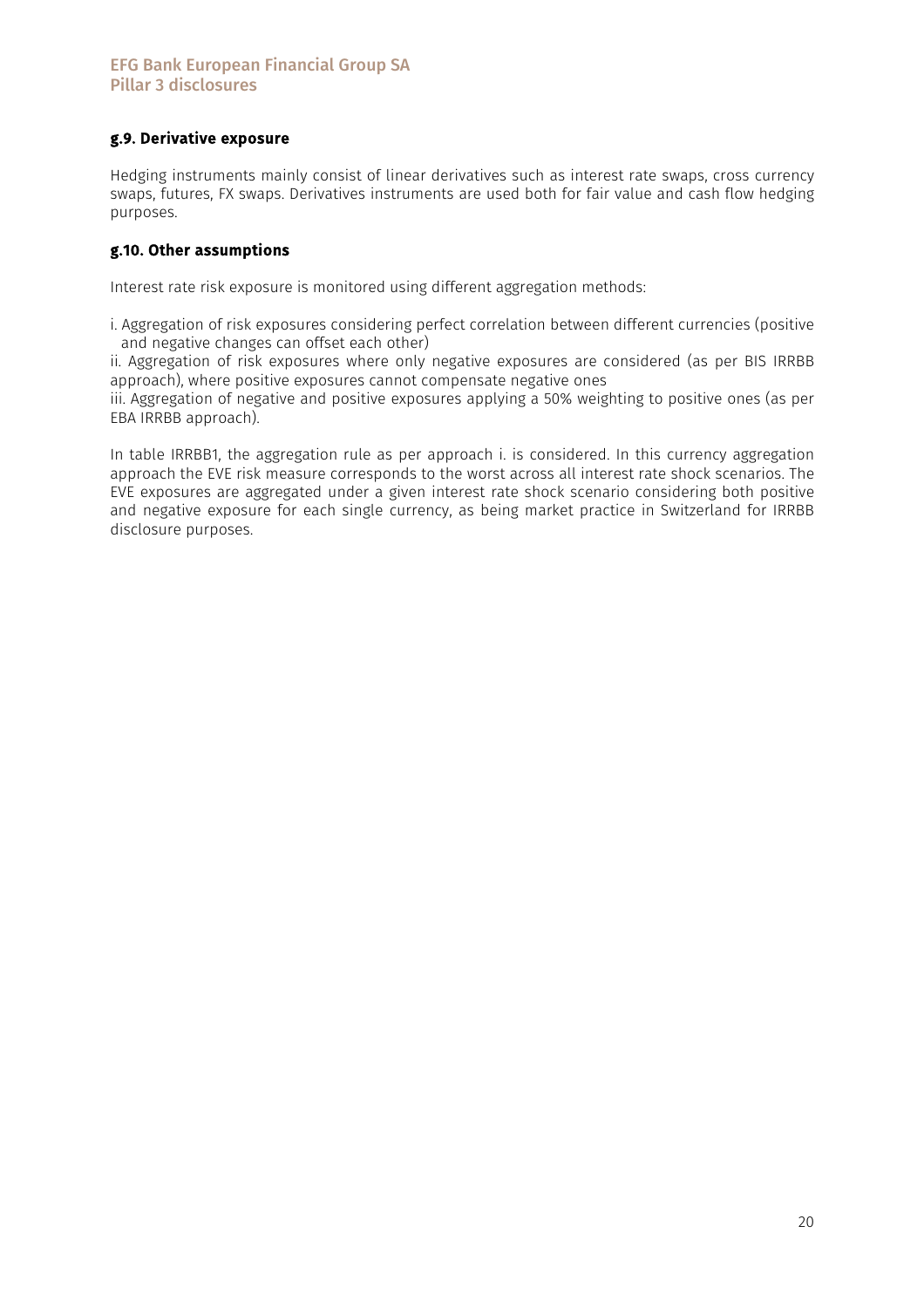#### g.9. Derivative exposure

Hedging instruments mainly consist of linear derivatives such as interest rate swaps, cross currency swaps, futures, FX swaps. Derivatives instruments are used both for fair value and cash flow hedging purposes.

#### g.10. Other assumptions

Interest rate risk exposure is monitored using different aggregation methods:

i. Aggregation of risk exposures considering perfect correlation between different currencies (positive and negative changes can offset each other)
ii. Aggregation of risk exposures where only negative exposures are considered (as per BIS IRRBB approach), where positive exposures cannot compensate negative ones
iii. Aggregation of negative and positive exposures applying a 50% weighting to positive ones (as per EBA IRRBB approach).

In table IRRBB1, the aggregation rule as per approach i. is considered. In this currency aggregation approach the EVE risk measure corresponds to the worst across all interest rate shock scenarios. The EVE exposures are aggregated under a given interest rate shock scenario considering both positive and negative exposure for each single currency, as being market practice in Switzerland for IRRBB disclosure purposes.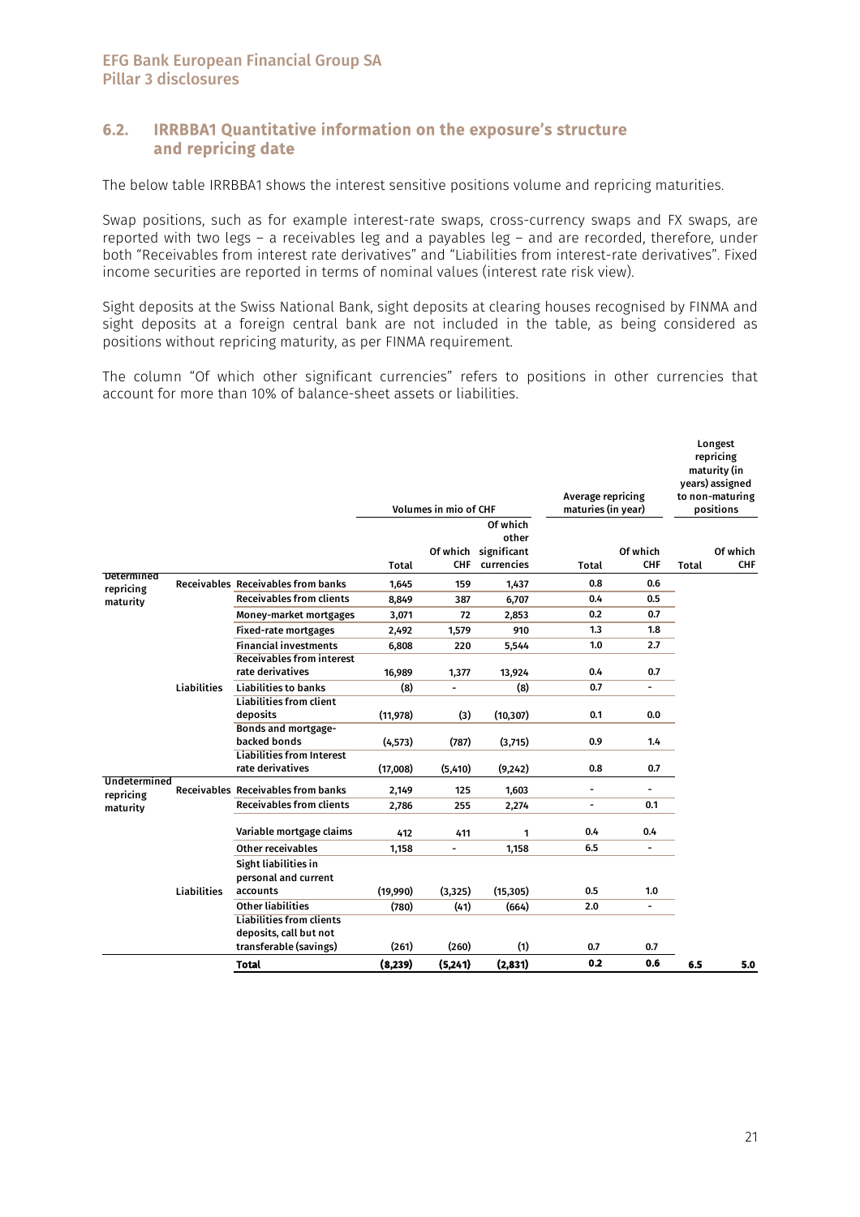## 6.2. IRRBBA1 Quantitative information on the exposure's structure and repricing date

The below table IRRBBA1 shows the interest sensitive positions volume and repricing maturities.

Swap positions, such as for example interest-rate swaps, cross-currency swaps and FX swaps, are reported with two legs – a receivables leg and a payables leg – and are recorded, therefore, under both "Receivables from interest rate derivatives" and "Liabilities from interest-rate derivatives". Fixed income securities are reported in terms of nominal values (interest rate risk view).

Sight deposits at the Swiss National Bank, sight deposits at clearing houses recognised by FINMA and sight deposits at a foreign central bank are not included in the table, as being considered as positions without repricing maturity, as per FINMA requirement.

The column "Of which other significant currencies" refers to positions in other currencies that account for more than 10% of balance-sheet assets or liabilities.

| | | | Volumes in mio of CHF | | | Average repricing maturities (in year) | | Longest repricing maturity (in years) assigned to non-maturing positions | |
|---|---|---|---|---|---|---|---|---|---|
| | | | Total | Of which CHF | Of which other significant currencies | Total | Of which CHF | Total | Of which CHF |
| Determined repricing maturity | Receivables | Receivables from banks | 1,645 | 159 | 1,437 | 0.8 | 0.6 | | |
| | | Receivables from clients | 8,849 | 387 | 6,707 | 0.4 | 0.5 | | |
| | | Money-market mortgages | 3,071 | 72 | 2,853 | 0.2 | 0.7 | | |
| | | Fixed-rate mortgages | 2,492 | 1,579 | 910 | 1.3 | 1.8 | | |
| | | Financial investments | 6,808 | 220 | 5,544 | 1.0 | 2.7 | | |
| | | Receivables from interest rate derivatives | 16,989 | 1,377 | 13,924 | 0.4 | 0.7 | | |
| | Liabilities | Liabilities to banks | (8) | - | (8) | 0.7 | - | | |
| | | Liabilities from client deposits | (11,978) | (3) | (10,307) | 0.1 | 0.0 | | |
| | | Bonds and mortgage-backed bonds | (4,573) | (787) | (3,715) | 0.9 | 1.4 | | |
| | | Liabilities from Interest rate derivatives | (17,008) | (5,410) | (9,242) | 0.8 | 0.7 | | |
| Undetermined repricing maturity | Receivables | Receivables from banks | 2,149 | 125 | 1,603 | - | - | | |
| | | Receivables from clients | 2,786 | 255 | 2,274 | - | 0.1 | | |
| | | Variable mortgage claims | 412 | 411 | 1 | 0.4 | 0.4 | | |
| | | Other receivables | 1,158 | - | 1,158 | 6.5 | - | | |
| | Liabilities | Sight liabilities in personal and current accounts | (19,990) | (3,325) | (15,305) | 0.5 | 1.0 | | |
| | | Other liabilities | (780) | (41) | (664) | 2.0 | - | | |
| | | Liabilities from clients deposits, call but not transferable (savings) | (261) | (260) | (1) | 0.7 | 0.7 | | |
| | | **Total** | **(8,239)** | **(5,241)** | **(2,831)** | **0.2** | **0.6** | **6.5** | **5.0** |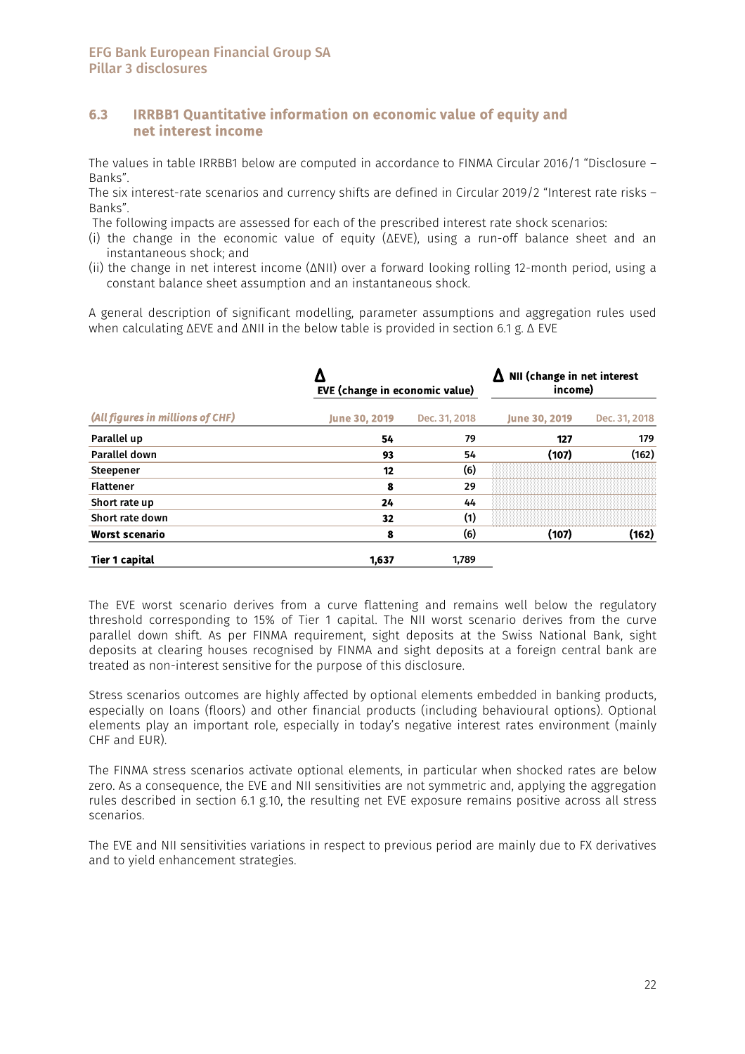## 6.3 IRRBB1 Quantitative information on economic value of equity and net interest income

The values in table IRRBB1 below are computed in accordance to FINMA Circular 2016/1 "Disclosure – Banks".
The six interest-rate scenarios and currency shifts are defined in Circular 2019/2 "Interest rate risks – Banks".
The following impacts are assessed for each of the prescribed interest rate shock scenarios:

(i) the change in the economic value of equity (ΔEVE), using a run-off balance sheet and an instantaneous shock; and
(ii) the change in net interest income (ΔNII) over a forward looking rolling 12-month period, using a constant balance sheet assumption and an instantaneous shock.

A general description of significant modelling, parameter assumptions and aggregation rules used when calculating ΔEVE and ΔNII in the below table is provided in section 6.1 g. Δ EVE

| | Δ EVE (change in economic value) | | Δ NII (change in net interest income) | |
|---|---|---|---|---|
| *(All figures in millions of CHF)* | June 30, 2019 | Dec. 31, 2018 | June 30, 2019 | Dec. 31, 2018 |
| **Parallel up** | 54 | 79 | 127 | 179 |
| **Parallel down** | 93 | 54 | (107) | (162) |
| **Steepener** | 12 | (6) | | |
| **Flattener** | 8 | 29 | | |
| **Short rate up** | 24 | 44 | | |
| **Short rate down** | 32 | (1) | | |
| **Worst scenario** | 8 | (6) | (107) | (162) |
| **Tier 1 capital** | 1,637 | 1,789 | | |

The EVE worst scenario derives from a curve flattening and remains well below the regulatory threshold corresponding to 15% of Tier 1 capital. The NII worst scenario derives from the curve parallel down shift. As per FINMA requirement, sight deposits at the Swiss National Bank, sight deposits at clearing houses recognised by FINMA and sight deposits at a foreign central bank are treated as non-interest sensitive for the purpose of this disclosure.

Stress scenarios outcomes are highly affected by optional elements embedded in banking products, especially on loans (floors) and other financial products (including behavioural options). Optional elements play an important role, especially in today's negative interest rates environment (mainly CHF and EUR).

The FINMA stress scenarios activate optional elements, in particular when shocked rates are below zero. As a consequence, the EVE and NII sensitivities are not symmetric and, applying the aggregation rules described in section 6.1 g.10, the resulting net EVE exposure remains positive across all stress scenarios.

The EVE and NII sensitivities variations in respect to previous period are mainly due to FX derivatives and to yield enhancement strategies.